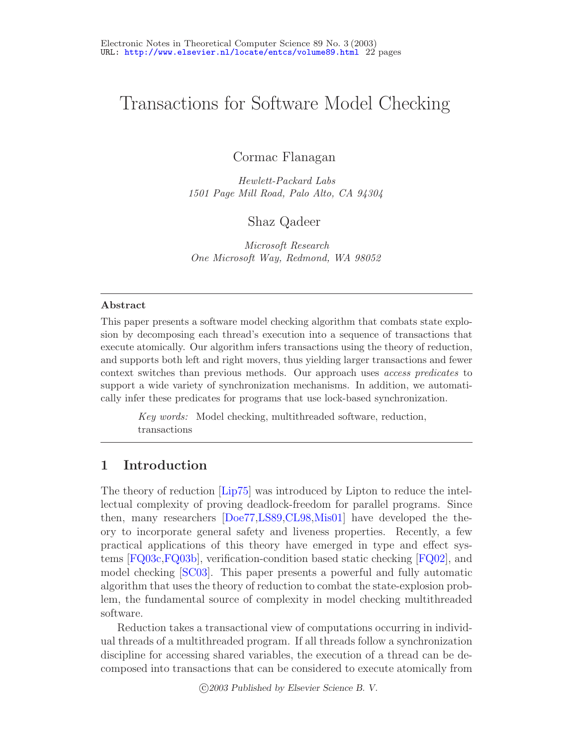# Transactions for Software Model Checking

Cormac Flanagan

*Hewlett-Packard Labs*
*1501 Page Mill Road, Palo Alto, CA 94304*

Shaz Qadeer

*Microsoft Research*
*One Microsoft Way, Redmond, WA 98052*

---

**Abstract**

This paper presents a software model checking algorithm that combats state explosion by decomposing each thread's execution into a sequence of transactions that execute atomically. Our algorithm infers transactions using the theory of reduction, and supports both left and right movers, thus yielding larger transactions and fewer context switches than previous methods. Our approach uses *access predicates* to support a wide variety of synchronization mechanisms. In addition, we automatically infer these predicates for programs that use lock-based synchronization.

*Key words:* Model checking, multithreaded software, reduction, transactions

---

## 1 Introduction

The theory of reduction [Lip75] was introduced by Lipton to reduce the intellectual complexity of proving deadlock-freedom for parallel programs. Since then, many researchers [Doe77,LS89,CL98,Mis01] have developed the theory to incorporate general safety and liveness properties. Recently, a few practical applications of this theory have emerged in type and effect systems [FQ03c,FQ03b], verification-condition based static checking [FQ02], and model checking [SC03]. This paper presents a powerful and fully automatic algorithm that uses the theory of reduction to combat the state-explosion problem, the fundamental source of complexity in model checking multithreaded software.

Reduction takes a transactional view of computations occurring in individual threads of a multithreaded program. If all threads follow a synchronization discipline for accessing shared variables, the execution of a thread can be decomposed into transactions that can be considered to execute atomically from

©2003 Published by Elsevier Science B. V.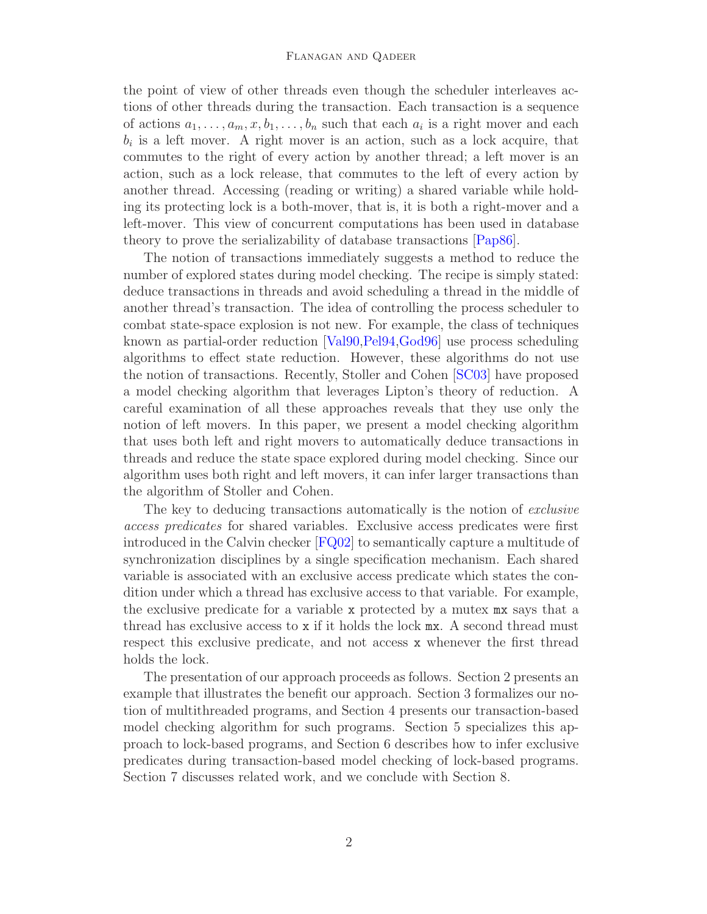the point of view of other threads even though the scheduler interleaves actions of other threads during the transaction. Each transaction is a sequence of actions $a_1, \ldots, a_m, x, b_1, \ldots, b_n$ such that each $a_i$ is a right mover and each $b_i$ is a left mover. A right mover is an action, such as a lock acquire, that commutes to the right of every action by another thread; a left mover is an action, such as a lock release, that commutes to the left of every action by another thread. Accessing (reading or writing) a shared variable while holding its protecting lock is a both-mover, that is, it is both a right-mover and a left-mover. This view of concurrent computations has been used in database theory to prove the serializability of database transactions [Pap86].

The notion of transactions immediately suggests a method to reduce the number of explored states during model checking. The recipe is simply stated: deduce transactions in threads and avoid scheduling a thread in the middle of another thread's transaction. The idea of controlling the process scheduler to combat state-space explosion is not new. For example, the class of techniques known as partial-order reduction [Val90,Pel94,God96] use process scheduling algorithms to effect state reduction. However, these algorithms do not use the notion of transactions. Recently, Stoller and Cohen [SC03] have proposed a model checking algorithm that leverages Lipton's theory of reduction. A careful examination of all these approaches reveals that they use only the notion of left movers. In this paper, we present a model checking algorithm that uses both left and right movers to automatically deduce transactions in threads and reduce the state space explored during model checking. Since our algorithm uses both right and left movers, it can infer larger transactions than the algorithm of Stoller and Cohen.

The key to deducing transactions automatically is the notion of *exclusive access predicates* for shared variables. Exclusive access predicates were first introduced in the Calvin checker [FQ02] to semantically capture a multitude of synchronization disciplines by a single specification mechanism. Each shared variable is associated with an exclusive access predicate which states the condition under which a thread has exclusive access to that variable. For example, the exclusive predicate for a variable `x` protected by a mutex `mx` says that a thread has exclusive access to `x` if it holds the lock `mx`. A second thread must respect this exclusive predicate, and not access `x` whenever the first thread holds the lock.

The presentation of our approach proceeds as follows. Section 2 presents an example that illustrates the benefit our approach. Section 3 formalizes our notion of multithreaded programs, and Section 4 presents our transaction-based model checking algorithm for such programs. Section 5 specializes this approach to lock-based programs, and Section 6 describes how to infer exclusive predicates during transaction-based model checking of lock-based programs. Section 7 discusses related work, and we conclude with Section 8.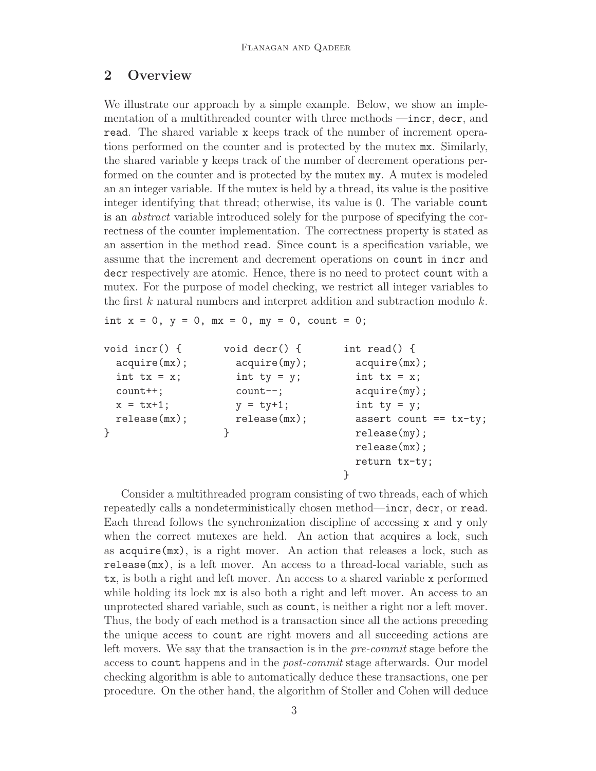## 2 Overview

We illustrate our approach by a simple example. Below, we show an implementation of a multithreaded counter with three methods —`incr`, `decr`, and `read`. The shared variable `x` keeps track of the number of increment operations performed on the counter and is protected by the mutex `mx`. Similarly, the shared variable `y` keeps track of the number of decrement operations performed on the counter and is protected by the mutex `my`. A mutex is modeled an an integer variable. If the mutex is held by a thread, its value is the positive integer identifying that thread; otherwise, its value is 0. The variable `count` is an *abstract* variable introduced solely for the purpose of specifying the correctness of the counter implementation. The correctness property is stated as an assertion in the method `read`. Since `count` is a specification variable, we assume that the increment and decrement operations on `count` in `incr` and `decr` respectively are atomic. Hence, there is no need to protect `count` with a mutex. For the purpose of model checking, we restrict all integer variables to the first $k$ natural numbers and interpret addition and subtraction modulo $k$.

```
int x = 0, y = 0, mx = 0, my = 0, count = 0;

void incr() {          void decr() {          int read() {
  acquire(mx);           acquire(my);           acquire(mx);
  int tx = x;            int ty = y;            int tx = x;
  count++;               count--;               acquire(my);
  x = tx+1;              y = ty+1;              int ty = y;
  release(mx);           release(mx);           assert count == tx-ty;
}                      }                        release(my);
                                                release(mx);
                                                return tx-ty;
                                              }
```

Consider a multithreaded program consisting of two threads, each of which repeatedly calls a nondeterministically chosen method—`incr`, `decr`, or `read`. Each thread follows the synchronization discipline of accessing `x` and `y` only when the correct mutexes are held. An action that acquires a lock, such as `acquire(mx)`, is a right mover. An action that releases a lock, such as `release(mx)`, is a left mover. An access to a thread-local variable, such as `tx`, is both a right and left mover. An access to a shared variable `x` performed while holding its lock `mx` is also both a right and left mover. An access to an unprotected shared variable, such as `count`, is neither a right nor a left mover. Thus, the body of each method is a transaction since all the actions preceding the unique access to `count` are right movers and all succeeding actions are left movers. We say that the transaction is in the *pre-commit* stage before the access to `count` happens and in the *post-commit* stage afterwards. Our model checking algorithm is able to automatically deduce these transactions, one per procedure. On the other hand, the algorithm of Stoller and Cohen will deduce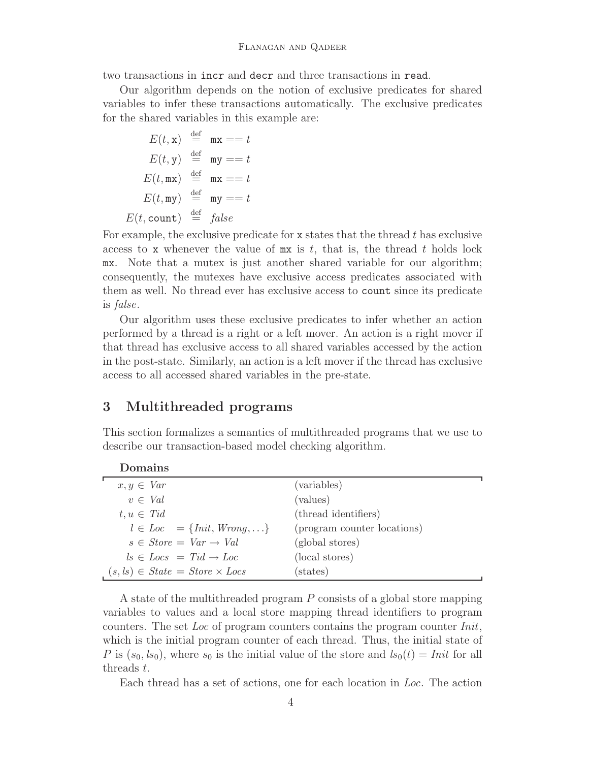two transactions in `incr` and `decr` and three transactions in `read`.

Our algorithm depends on the notion of exclusive predicates for shared variables to infer these transactions automatically. The exclusive predicates for the shared variables in this example are:

$$
\begin{aligned}
E(t, \texttt{x}) &\stackrel{\text{def}}{=} \texttt{mx} == t \\
E(t, \texttt{y}) &\stackrel{\text{def}}{=} \texttt{my} == t \\
E(t, \texttt{mx}) &\stackrel{\text{def}}{=} \texttt{mx} == t \\
E(t, \texttt{my}) &\stackrel{\text{def}}{=} \texttt{my} == t \\
E(t, \texttt{count}) &\stackrel{\text{def}}{=} \mathit{false}
\end{aligned}
$$

For example, the exclusive predicate for `x` states that the thread $t$ has exclusive access to `x` whenever the value of `mx` is $t$, that is, the thread $t$ holds lock `mx`. Note that a mutex is just another shared variable for our algorithm; consequently, the mutexes have exclusive access predicates associated with them as well. No thread ever has exclusive access to `count` since its predicate is *false*.

Our algorithm uses these exclusive predicates to infer whether an action performed by a thread is a right or a left mover. An action is a right mover if that thread has exclusive access to all shared variables accessed by the action in the post-state. Similarly, an action is a left mover if the thread has exclusive access to all accessed shared variables in the pre-state.

## 3 Multithreaded programs

This section formalizes a semantics of multithreaded programs that we use to describe our transaction-based model checking algorithm.

**Domains**

| | |
|---|---|
| $x, y \in \mathit{Var}$ | (variables) |
| $v \in \mathit{Val}$ | (values) |
| $t, u \in \mathit{Tid}$ | (thread identifiers) |
| $l \in \mathit{Loc} \; = \{\mathit{Init}, \mathit{Wrong}, \ldots\}$ | (program counter locations) |
| $s \in \mathit{Store} = \mathit{Var} \rightarrow \mathit{Val}$ | (global stores) |
| $ls \in \mathit{Locs} = \mathit{Tid} \rightarrow \mathit{Loc}$ | (local stores) |
| $(s, ls) \in \mathit{State} = \mathit{Store} \times \mathit{Locs}$ | (states) |

A state of the multithreaded program $P$ consists of a global store mapping variables to values and a local store mapping thread identifiers to program counters. The set *Loc* of program counters contains the program counter *Init*, which is the initial program counter of each thread. Thus, the initial state of $P$ is $(s_0, ls_0)$, where $s_0$ is the initial value of the store and $ls_0(t) = \mathit{Init}$ for all threads $t$.

Each thread has a set of actions, one for each location in *Loc*. The action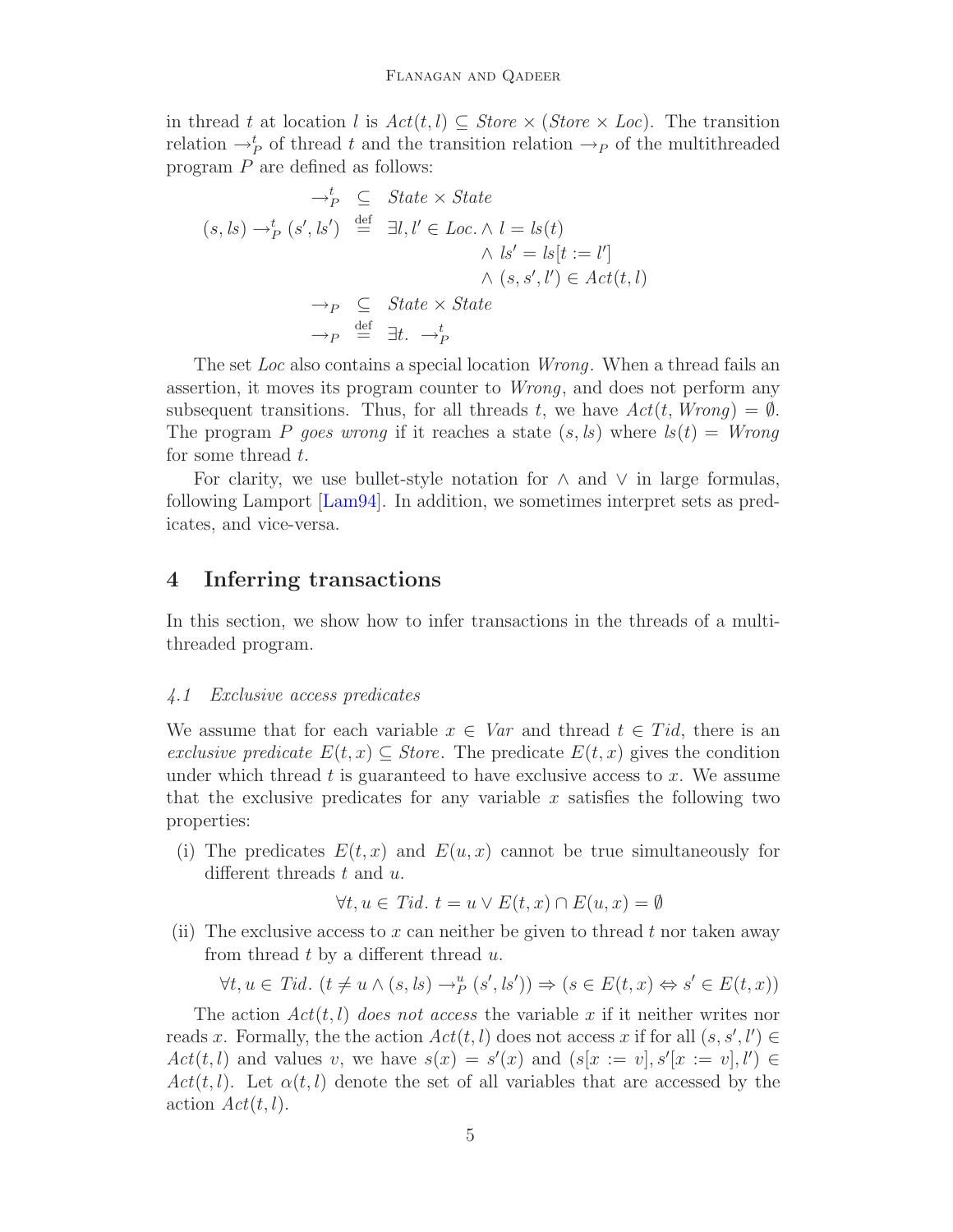in thread $t$ at location $l$ is $Act(t, l) \subseteq Store \times (Store \times Loc)$. The transition relation $\rightarrow_P^t$ of thread $t$ and the transition relation $\rightarrow_P$ of the multithreaded program $P$ are defined as follows:

$$
\begin{array}{rcl}
\rightarrow_P^t & \subseteq & State \times State \\
(s, ls) \rightarrow_P^t (s', ls') & \stackrel{\text{def}}{=} & \exists l, l' \in Loc. \wedge l = ls(t) \\
& & \qquad\qquad\quad \wedge\ ls' = ls[t := l'] \\
& & \qquad\qquad\quad \wedge\ (s, s', l') \in Act(t, l) \\
\rightarrow_P & \subseteq & State \times State \\
\rightarrow_P & \stackrel{\text{def}}{=} & \exists t.\ \rightarrow_P^t
\end{array}
$$

The set *Loc* also contains a special location *Wrong*. When a thread fails an assertion, it moves its program counter to *Wrong*, and does not perform any subsequent transitions. Thus, for all threads $t$, we have $Act(t, Wrong) = \emptyset$. The program $P$ *goes wrong* if it reaches a state $(s, ls)$ where $ls(t) = Wrong$ for some thread $t$.

For clarity, we use bullet-style notation for $\wedge$ and $\vee$ in large formulas, following Lamport [Lam94]. In addition, we sometimes interpret sets as predicates, and vice-versa.

## 4 Inferring transactions

In this section, we show how to infer transactions in the threads of a multithreaded program.

### *4.1 Exclusive access predicates*

We assume that for each variable $x \in Var$ and thread $t \in Tid$, there is an *exclusive predicate* $E(t, x) \subseteq Store$. The predicate $E(t, x)$ gives the condition under which thread $t$ is guaranteed to have exclusive access to $x$. We assume that the exclusive predicates for any variable $x$ satisfies the following two properties:

(i) The predicates $E(t, x)$ and $E(u, x)$ cannot be true simultaneously for different threads $t$ and $u$.

$$\forall t, u \in Tid.\ t = u \vee E(t, x) \cap E(u, x) = \emptyset$$

(ii) The exclusive access to $x$ can neither be given to thread $t$ nor taken away from thread $t$ by a different thread $u$.

$$\forall t, u \in Tid.\ (t \neq u \wedge (s, ls) \rightarrow_P^u (s', ls')) \Rightarrow (s \in E(t, x) \Leftrightarrow s' \in E(t, x))$$

The action $Act(t, l)$ *does not access* the variable $x$ if it neither writes nor reads $x$. Formally, the the action $Act(t, l)$ does not access $x$ if for all $(s, s', l') \in Act(t, l)$ and values $v$, we have $s(x) = s'(x)$ and $(s[x := v], s'[x := v], l') \in Act(t, l)$. Let $\alpha(t, l)$ denote the set of all variables that are accessed by the action $Act(t, l)$.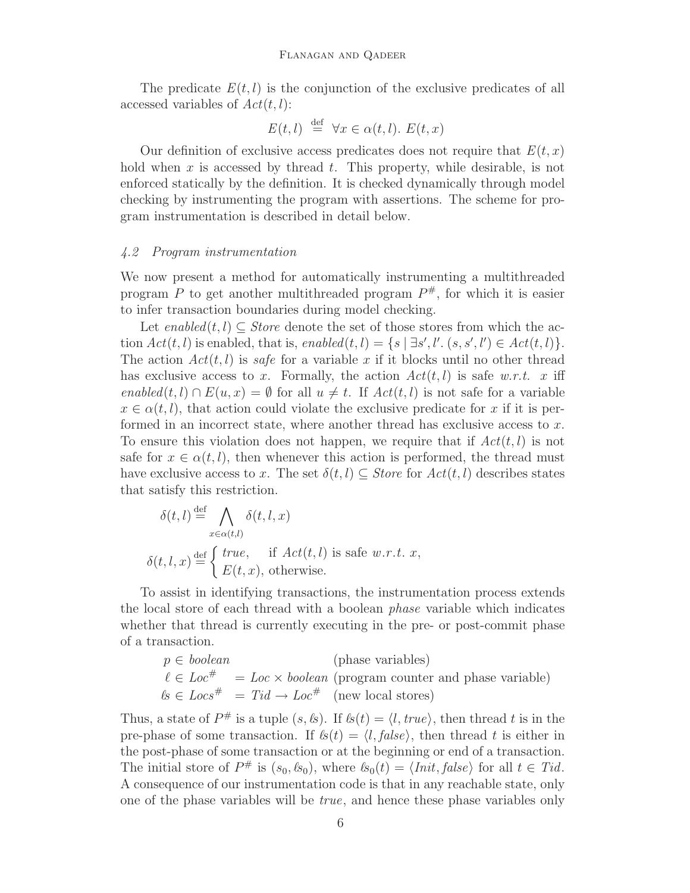The predicate $E(t, l)$ is the conjunction of the exclusive predicates of all accessed variables of $Act(t, l)$:

$$E(t, l) \stackrel{\text{def}}{=} \forall x \in \alpha(t, l).\ E(t, x)$$

Our definition of exclusive access predicates does not require that $E(t, x)$ hold when $x$ is accessed by thread $t$. This property, while desirable, is not enforced statically by the definition. It is checked dynamically through model checking by instrumenting the program with assertions. The scheme for program instrumentation is described in detail below.

### *4.2 Program instrumentation*

We now present a method for automatically instrumenting a multithreaded program $P$ to get another multithreaded program $P^{\#}$, for which it is easier to infer transaction boundaries during model checking.

Let $enabled(t, l) \subseteq Store$ denote the set of those stores from which the action $Act(t, l)$ is enabled, that is, $enabled(t, l) = \{s \mid \exists s', l'.\ (s, s', l') \in Act(t, l)\}$. The action $Act(t, l)$ is *safe* for a variable $x$ if it blocks until no other thread has exclusive access to $x$. Formally, the action $Act(t, l)$ is safe *w.r.t.* $x$ iff $enabled(t, l) \cap E(u, x) = \emptyset$ for all $u \neq t$. If $Act(t, l)$ is not safe for a variable $x \in \alpha(t, l)$, that action could violate the exclusive predicate for $x$ if it is performed in an incorrect state, where another thread has exclusive access to $x$. To ensure this violation does not happen, we require that if $Act(t, l)$ is not safe for $x \in \alpha(t, l)$, then whenever this action is performed, the thread must have exclusive access to $x$. The set $\delta(t, l) \subseteq Store$ for $Act(t, l)$ describes states that satisfy this restriction.

$$\delta(t, l) \stackrel{\text{def}}{=} \bigwedge_{x \in \alpha(t,l)} \delta(t, l, x)$$

$$\delta(t, l, x) \stackrel{\text{def}}{=} \begin{cases} true, & \text{if } Act(t, l) \text{ is safe } w.r.t.\ x, \\ E(t, x), & \text{otherwise.} \end{cases}$$

To assist in identifying transactions, the instrumentation process extends the local store of each thread with a boolean *phase* variable which indicates whether that thread is currently executing in the pre- or post-commit phase of a transaction.

| | | |
|---|---|---|
| $p \in boolean$ | | (phase variables) |
| $\ell \in Loc^{\#}$ | $= Loc \times boolean$ | (program counter and phase variable) |
| $ls \in Locs^{\#}$ | $= Tid \rightarrow Loc^{\#}$ | (new local stores) |

Thus, a state of $P^{\#}$ is a tuple $(s, ls)$. If $ls(t) = \langle l, true\rangle$, then thread $t$ is in the pre-phase of some transaction. If $ls(t) = \langle l, false\rangle$, then thread $t$ is either in the post-phase of some transaction or at the beginning or end of a transaction. The initial store of $P^{\#}$ is $(s_0, ls_0)$, where $ls_0(t) = \langle Init, false\rangle$ for all $t \in Tid$. A consequence of our instrumentation code is that in any reachable state, only one of the phase variables will be *true*, and hence these phase variables only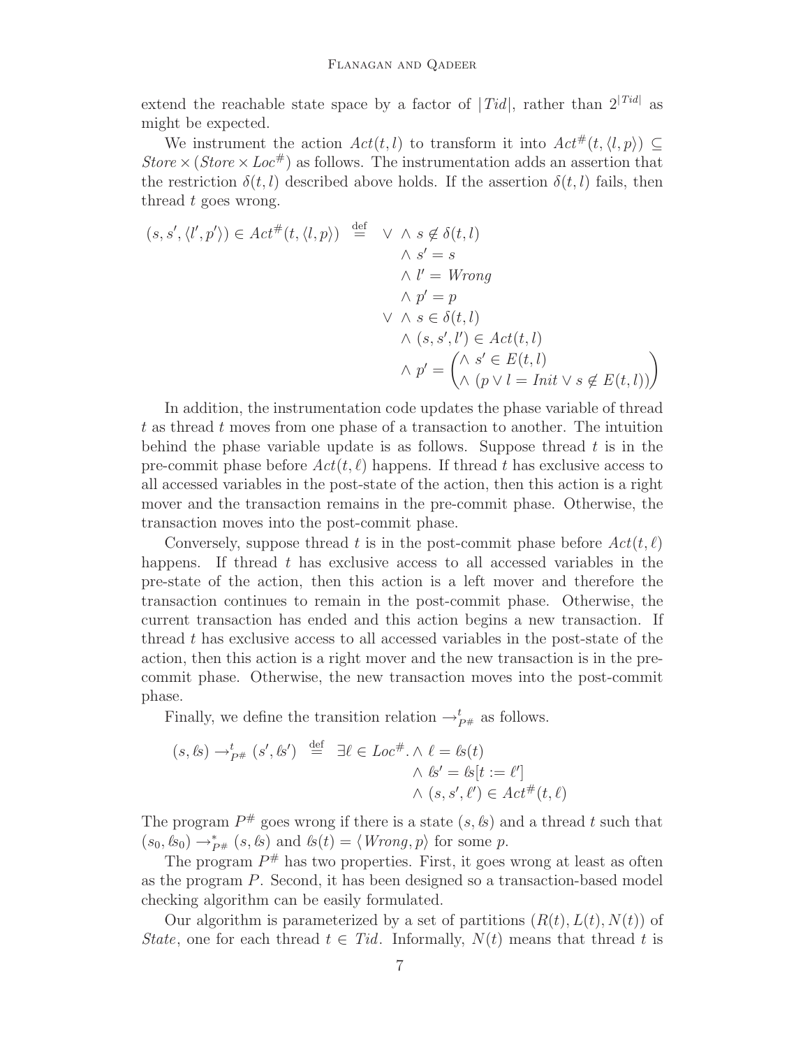extend the reachable state space by a factor of $|Tid|$, rather than $2^{|Tid|}$ as might be expected.

We instrument the action $Act(t, l)$ to transform it into $Act^{\#}(t, \langle l, p \rangle) \subseteq Store \times (Store \times Loc^{\#})$ as follows. The instrumentation adds an assertion that the restriction $\delta(t, l)$ described above holds. If the assertion $\delta(t, l)$ fails, then thread $t$ goes wrong.

$$
(s, s', \langle l', p' \rangle) \in Act^{\#}(t, \langle l, p \rangle) \stackrel{\text{def}}{=} \begin{array}{l}
\vee \begin{array}{l} \wedge\ s \notin \delta(t, l) \\ \wedge\ s' = s \\ \wedge\ l' = Wrong \\ \wedge\ p' = p \end{array} \\
\vee \begin{array}{l} \wedge\ s \in \delta(t, l) \\ \wedge\ (s, s', l') \in Act(t, l) \\ \wedge\ p' = \begin{pmatrix} \wedge\ s' \in E(t, l) \\ \wedge\ (p \vee l = Init \vee s \notin E(t, l)) \end{pmatrix} \end{array}
\end{array}
$$

In addition, the instrumentation code updates the phase variable of thread $t$ as thread $t$ moves from one phase of a transaction to another. The intuition behind the phase variable update is as follows. Suppose thread $t$ is in the pre-commit phase before $Act(t, \ell)$ happens. If thread $t$ has exclusive access to all accessed variables in the post-state of the action, then this action is a right mover and the transaction remains in the pre-commit phase. Otherwise, the transaction moves into the post-commit phase.

Conversely, suppose thread $t$ is in the post-commit phase before $Act(t, \ell)$ happens. If thread $t$ has exclusive access to all accessed variables in the pre-state of the action, then this action is a left mover and therefore the transaction continues to remain in the post-commit phase. Otherwise, the current transaction has ended and this action begins a new transaction. If thread $t$ has exclusive access to all accessed variables in the post-state of the action, then this action is a right mover and the new transaction is in the pre-commit phase. Otherwise, the new transaction moves into the post-commit phase.

Finally, we define the transition relation $\rightarrow^{t}_{P^{\#}}$ as follows.

$$
(s, \mathit{ls}) \rightarrow^{t}_{P^{\#}} (s', \mathit{ls}') \stackrel{\text{def}}{=} \exists \ell \in Loc^{\#}. \begin{array}{l} \wedge\ \ell = \mathit{ls}(t) \\ \wedge\ \mathit{ls}' = \mathit{ls}[t := \ell'] \\ \wedge\ (s, s', \ell') \in Act^{\#}(t, \ell) \end{array}
$$

The program $P^{\#}$ goes wrong if there is a state $(s, \mathit{ls})$ and a thread $t$ such that $(s_0, \mathit{ls}_0) \rightarrow^{*}_{P^{\#}} (s, \mathit{ls})$ and $\mathit{ls}(t) = \langle Wrong, p \rangle$ for some $p$.

The program $P^{\#}$ has two properties. First, it goes wrong at least as often as the program $P$. Second, it has been designed so a transaction-based model checking algorithm can be easily formulated.

Our algorithm is parameterized by a set of partitions $(R(t), L(t), N(t))$ of $State$, one for each thread $t \in Tid$. Informally, $N(t)$ means that thread $t$ is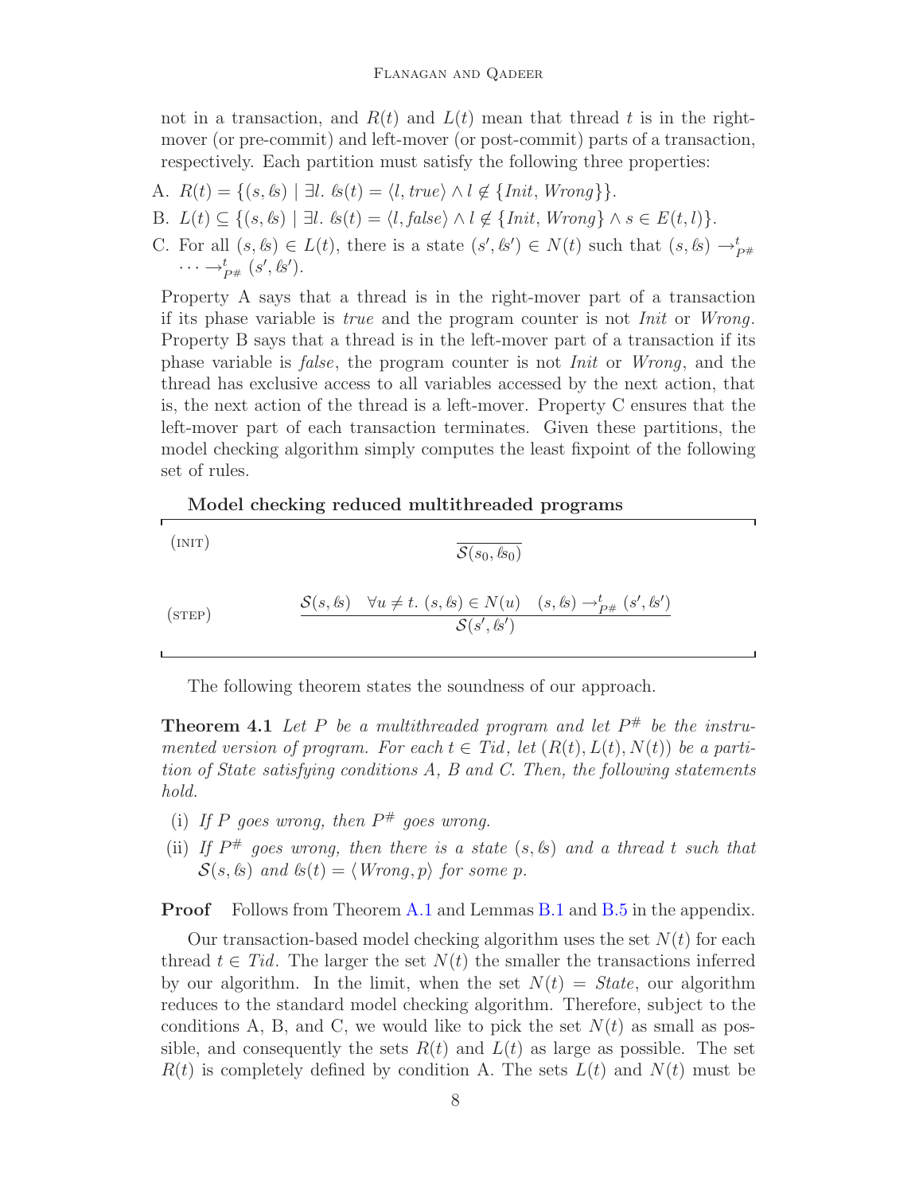not in a transaction, and $R(t)$ and $L(t)$ mean that thread $t$ is in the right-mover (or pre-commit) and left-mover (or post-commit) parts of a transaction, respectively. Each partition must satisfy the following three properties:

A. $R(t) = \{(s, \mathit{ls}) \mid \exists l.\ \mathit{ls}(t) = \langle l, \mathit{true} \rangle \wedge l \notin \{\mathit{Init}, \mathit{Wrong}\}\}$.

B. $L(t) \subseteq \{(s, \mathit{ls}) \mid \exists l.\ \mathit{ls}(t) = \langle l, \mathit{false} \rangle \wedge l \notin \{\mathit{Init}, \mathit{Wrong}\} \wedge s \in E(t, l)\}$.

C. For all $(s, \mathit{ls}) \in L(t)$, there is a state $(s', \mathit{ls}') \in N(t)$ such that $(s, \mathit{ls}) \rightarrow^t_{P\#} \cdots \rightarrow^t_{P\#} (s', \mathit{ls}')$.

Property A says that a thread is in the right-mover part of a transaction if its phase variable is *true* and the program counter is not *Init* or *Wrong*. Property B says that a thread is in the left-mover part of a transaction if its phase variable is *false*, the program counter is not *Init* or *Wrong*, and the thread has exclusive access to all variables accessed by the next action, that is, the next action of the thread is a left-mover. Property C ensures that the left-mover part of each transaction terminates. Given these partitions, the model checking algorithm simply computes the least fixpoint of the following set of rules.

**Model checking reduced multithreaded programs**

(INIT)
$$\frac{}{\mathcal{S}(s_0, \mathit{ls}_0)}$$

(STEP)
$$\frac{\mathcal{S}(s, \mathit{ls}) \quad \forall u \neq t.\ (s, \mathit{ls}) \in N(u) \quad (s, \mathit{ls}) \rightarrow^t_{P\#} (s', \mathit{ls}')}{\mathcal{S}(s', \mathit{ls}')}$$

The following theorem states the soundness of our approach.

**Theorem 4.1** *Let $P$ be a multithreaded program and let $P^{\#}$ be the instrumented version of program. For each $t \in \mathit{Tid}$, let $(R(t), L(t), N(t))$ be a partition of State satisfying conditions A, B and C. Then, the following statements hold.*

(i) *If $P$ goes wrong, then $P^{\#}$ goes wrong.*

(ii) *If $P^{\#}$ goes wrong, then there is a state $(s, \mathit{ls})$ and a thread $t$ such that $\mathcal{S}(s, \mathit{ls})$ and $\mathit{ls}(t) = \langle \mathit{Wrong}, p \rangle$ for some $p$.*

**Proof** Follows from Theorem A.1 and Lemmas B.1 and B.5 in the appendix.

Our transaction-based model checking algorithm uses the set $N(t)$ for each thread $t \in \mathit{Tid}$. The larger the set $N(t)$ the smaller the transactions inferred by our algorithm. In the limit, when the set $N(t) = \mathit{State}$, our algorithm reduces to the standard model checking algorithm. Therefore, subject to the conditions A, B, and C, we would like to pick the set $N(t)$ as small as possible, and consequently the sets $R(t)$ and $L(t)$ as large as possible. The set $R(t)$ is completely defined by condition A. The sets $L(t)$ and $N(t)$ must be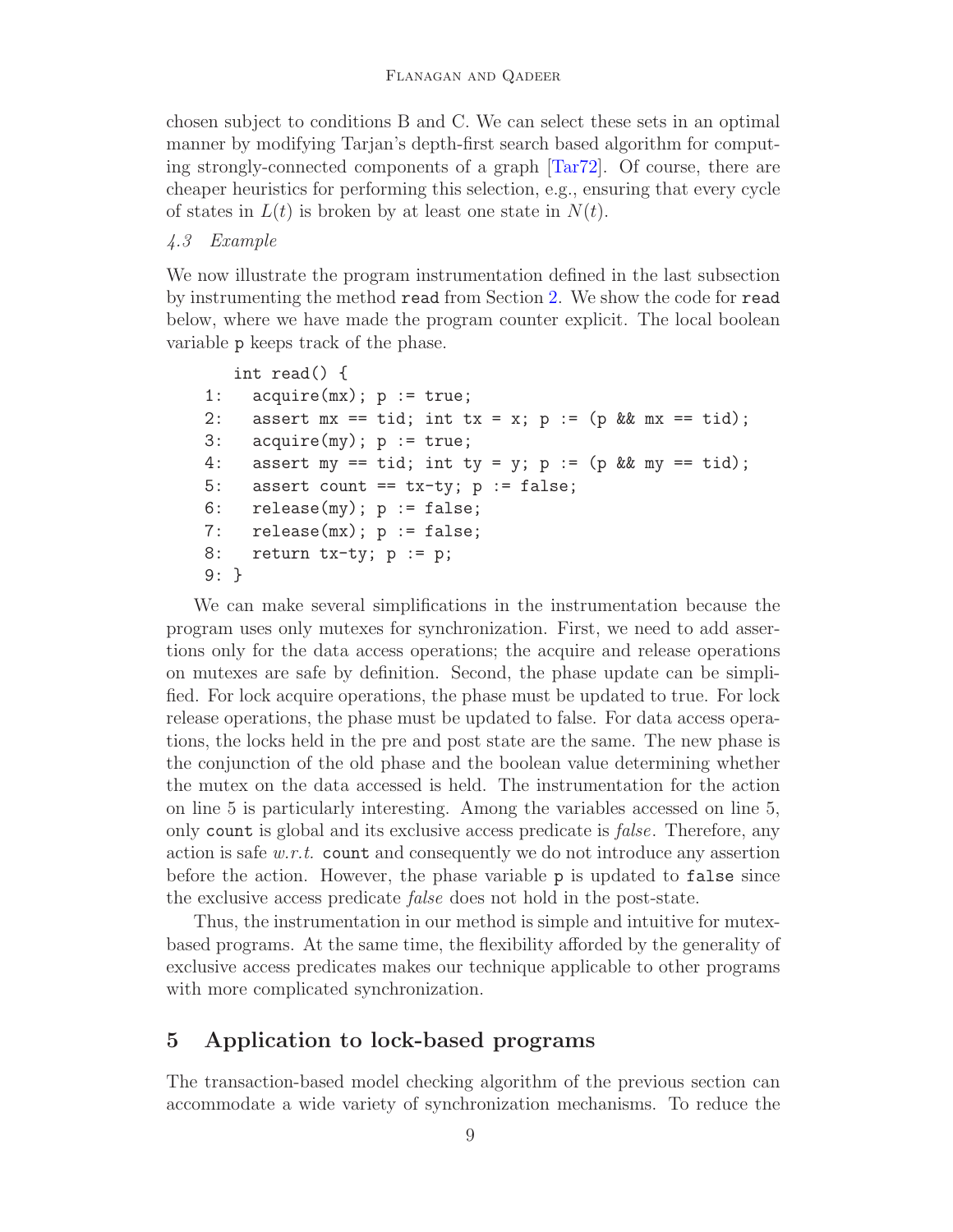chosen subject to conditions B and C. We can select these sets in an optimal manner by modifying Tarjan's depth-first search based algorithm for computing strongly-connected components of a graph [Tar72]. Of course, there are cheaper heuristics for performing this selection, e.g., ensuring that every cycle of states in $L(t)$ is broken by at least one state in $N(t)$.

### *4.3 Example*

We now illustrate the program instrumentation defined in the last subsection by instrumenting the method `read` from Section 2. We show the code for `read` below, where we have made the program counter explicit. The local boolean variable `p` keeps track of the phase.

```
   int read() {
1:   acquire(mx); p := true;
2:   assert mx == tid; int tx = x; p := (p && mx == tid);
3:   acquire(my); p := true;
4:   assert my == tid; int ty = y; p := (p && my == tid);
5:   assert count == tx-ty; p := false;
6:   release(my); p := false;
7:   release(mx); p := false;
8:   return tx-ty; p := p;
9: }
```

We can make several simplifications in the instrumentation because the program uses only mutexes for synchronization. First, we need to add assertions only for the data access operations; the acquire and release operations on mutexes are safe by definition. Second, the phase update can be simplified. For lock acquire operations, the phase must be updated to true. For lock release operations, the phase must be updated to false. For data access operations, the locks held in the pre and post state are the same. The new phase is the conjunction of the old phase and the boolean value determining whether the mutex on the data accessed is held. The instrumentation for the action on line 5 is particularly interesting. Among the variables accessed on line 5, only `count` is global and its exclusive access predicate is *false*. Therefore, any action is safe *w.r.t.* `count` and consequently we do not introduce any assertion before the action. However, the phase variable `p` is updated to `false` since the exclusive access predicate *false* does not hold in the post-state.

Thus, the instrumentation in our method is simple and intuitive for mutex-based programs. At the same time, the flexibility afforded by the generality of exclusive access predicates makes our technique applicable to other programs with more complicated synchronization.

## 5 Application to lock-based programs

The transaction-based model checking algorithm of the previous section can accommodate a wide variety of synchronization mechanisms. To reduce the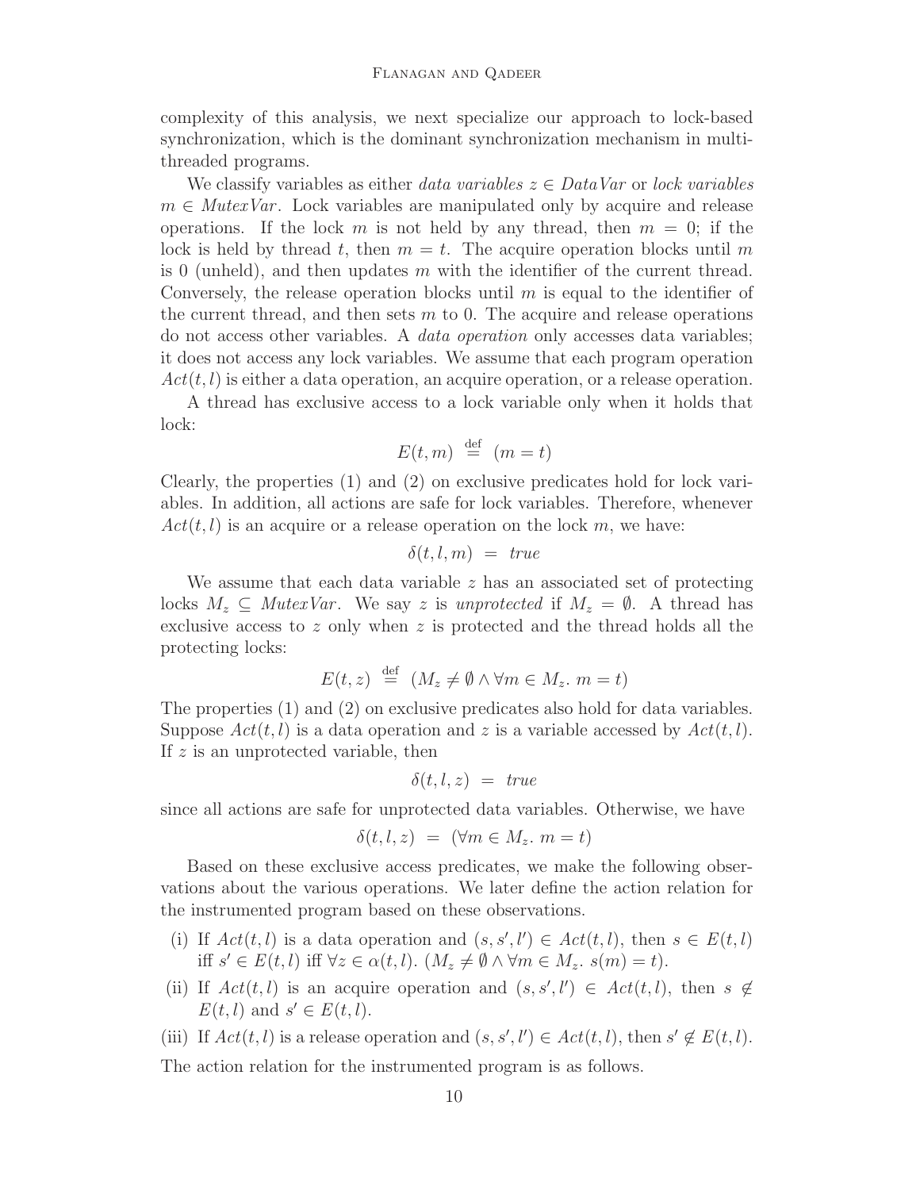complexity of this analysis, we next specialize our approach to lock-based synchronization, which is the dominant synchronization mechanism in multi-threaded programs.

We classify variables as either *data variables* $z \in \mathit{DataVar}$ or *lock variables* $m \in \mathit{MutexVar}$. Lock variables are manipulated only by acquire and release operations. If the lock $m$ is not held by any thread, then $m = 0$; if the lock is held by thread $t$, then $m = t$. The acquire operation blocks until $m$ is 0 (unheld), and then updates $m$ with the identifier of the current thread. Conversely, the release operation blocks until $m$ is equal to the identifier of the current thread, and then sets $m$ to 0. The acquire and release operations do not access other variables. A *data operation* only accesses data variables; it does not access any lock variables. We assume that each program operation $Act(t, l)$ is either a data operation, an acquire operation, or a release operation.

A thread has exclusive access to a lock variable only when it holds that lock:

$$E(t, m) \stackrel{\text{def}}{=} (m = t)$$

Clearly, the properties (1) and (2) on exclusive predicates hold for lock variables. In addition, all actions are safe for lock variables. Therefore, whenever $Act(t, l)$ is an acquire or a release operation on the lock $m$, we have:

$$\delta(t, l, m) \;=\; \mathit{true}$$

We assume that each data variable $z$ has an associated set of protecting locks $M_z \subseteq \mathit{MutexVar}$. We say $z$ is *unprotected* if $M_z = \emptyset$. A thread has exclusive access to $z$ only when $z$ is protected and the thread holds all the protecting locks:

$$E(t, z) \stackrel{\text{def}}{=} (M_z \neq \emptyset \wedge \forall m \in M_z.\ m = t)$$

The properties (1) and (2) on exclusive predicates also hold for data variables. Suppose $Act(t, l)$ is a data operation and $z$ is a variable accessed by $Act(t, l)$. If $z$ is an unprotected variable, then

$$\delta(t, l, z) \;=\; \mathit{true}$$

since all actions are safe for unprotected data variables. Otherwise, we have

$$\delta(t, l, z) \;=\; (\forall m \in M_z.\ m = t)$$

Based on these exclusive access predicates, we make the following observations about the various operations. We later define the action relation for the instrumented program based on these observations.

(i) If $Act(t, l)$ is a data operation and $(s, s', l') \in Act(t, l)$, then $s \in E(t, l)$ iff $s' \in E(t, l)$ iff $\forall z \in \alpha(t, l).\ (M_z \neq \emptyset \wedge \forall m \in M_z.\ s(m) = t)$.

(ii) If $Act(t, l)$ is an acquire operation and $(s, s', l') \in Act(t, l)$, then $s \notin E(t, l)$ and $s' \in E(t, l)$.

(iii) If $Act(t, l)$ is a release operation and $(s, s', l') \in Act(t, l)$, then $s' \notin E(t, l)$.

The action relation for the instrumented program is as follows.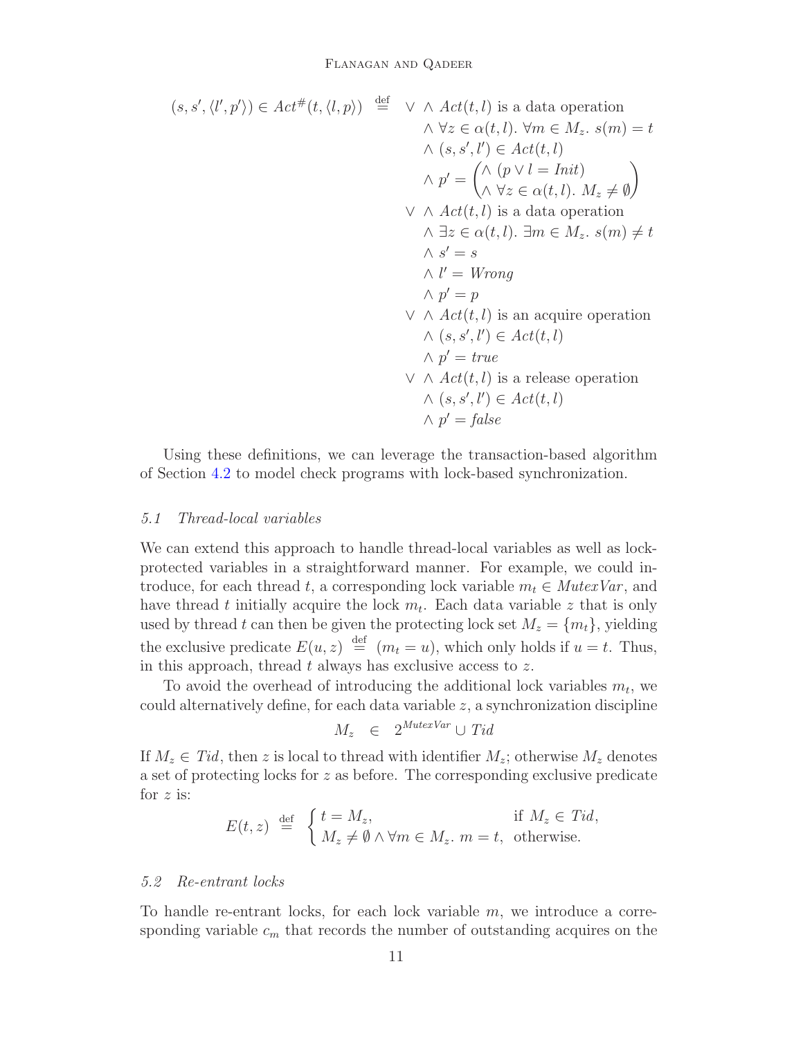$$
(s, s', \langle l', p' \rangle) \in Act^{\#}(t, \langle l, p \rangle) \stackrel{\text{def}}{=} \begin{array}{l}
\vee \;\wedge\; Act(t,l) \text{ is a data operation} \\
\quad\;\wedge\; \forall z \in \alpha(t,l).\ \forall m \in M_z.\ s(m) = t \\
\quad\;\wedge\; (s, s', l') \in Act(t,l) \\
\quad\;\wedge\; p' = \begin{pmatrix} \wedge\ (p \vee l = Init) \\ \wedge\ \forall z \in \alpha(t,l).\ M_z \neq \emptyset \end{pmatrix} \\
\vee \;\wedge\; Act(t,l) \text{ is a data operation} \\
\quad\;\wedge\; \exists z \in \alpha(t,l).\ \exists m \in M_z.\ s(m) \neq t \\
\quad\;\wedge\; s' = s \\
\quad\;\wedge\; l' = Wrong \\
\quad\;\wedge\; p' = p \\
\vee \;\wedge\; Act(t,l) \text{ is an acquire operation} \\
\quad\;\wedge\; (s, s', l') \in Act(t,l) \\
\quad\;\wedge\; p' = true \\
\vee \;\wedge\; Act(t,l) \text{ is a release operation} \\
\quad\;\wedge\; (s, s', l') \in Act(t,l) \\
\quad\;\wedge\; p' = false
\end{array}
$$

Using these definitions, we can leverage the transaction-based algorithm of Section 4.2 to model check programs with lock-based synchronization.

### 5.1 *Thread-local variables*

We can extend this approach to handle thread-local variables as well as lock-protected variables in a straightforward manner. For example, we could introduce, for each thread $t$, a corresponding lock variable $m_t \in MutexVar$, and have thread $t$ initially acquire the lock $m_t$. Each data variable $z$ that is only used by thread $t$ can then be given the protecting lock set $M_z = \{m_t\}$, yielding the exclusive predicate $E(u, z) \stackrel{\text{def}}{=} (m_t = u)$, which only holds if $u = t$. Thus, in this approach, thread $t$ always has exclusive access to $z$.

To avoid the overhead of introducing the additional lock variables $m_t$, we could alternatively define, for each data variable $z$, a synchronization discipline

$$
M_z \quad \in \quad 2^{MutexVar} \cup Tid
$$

If $M_z \in Tid$, then $z$ is local to thread with identifier $M_z$; otherwise $M_z$ denotes a set of protecting locks for $z$ as before. The corresponding exclusive predicate for $z$ is:

$$
E(t, z) \stackrel{\text{def}}{=} \begin{cases} t = M_z, & \text{if } M_z \in Tid, \\ M_z \neq \emptyset \wedge \forall m \in M_z.\ m = t, & \text{otherwise.} \end{cases}
$$

### 5.2 *Re-entrant locks*

To handle re-entrant locks, for each lock variable $m$, we introduce a corresponding variable $c_m$ that records the number of outstanding acquires on the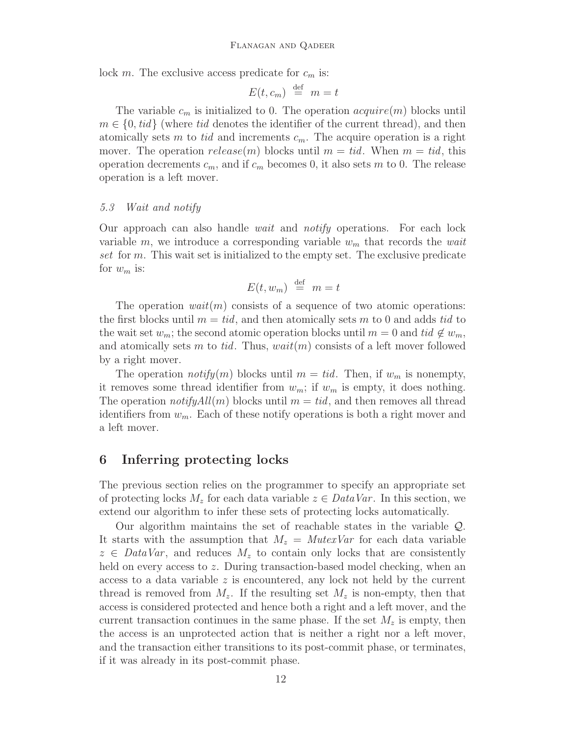lock $m$. The exclusive access predicate for $c_m$ is:

$$E(t, c_m) \stackrel{\text{def}}{=} m = t$$

The variable $c_m$ is initialized to 0. The operation $acquire(m)$ blocks until $m \in \{0, tid\}$ (where $tid$ denotes the identifier of the current thread), and then atomically sets $m$ to $tid$ and increments $c_m$. The acquire operation is a right mover. The operation $release(m)$ blocks until $m = tid$. When $m = tid$, this operation decrements $c_m$, and if $c_m$ becomes 0, it also sets $m$ to 0. The release operation is a left mover.

### 5.3 Wait and notify

Our approach can also handle *wait* and *notify* operations. For each lock variable $m$, we introduce a corresponding variable $w_m$ that records the *wait set* for $m$. This wait set is initialized to the empty set. The exclusive predicate for $w_m$ is:

$$E(t, w_m) \stackrel{\text{def}}{=} m = t$$

The operation $wait(m)$ consists of a sequence of two atomic operations: the first blocks until $m = tid$, and then atomically sets $m$ to 0 and adds $tid$ to the wait set $w_m$; the second atomic operation blocks until $m = 0$ and $tid \notin w_m$, and atomically sets $m$ to $tid$. Thus, $wait(m)$ consists of a left mover followed by a right mover.

The operation $notify(m)$ blocks until $m = tid$. Then, if $w_m$ is nonempty, it removes some thread identifier from $w_m$; if $w_m$ is empty, it does nothing. The operation $notifyAll(m)$ blocks until $m = tid$, and then removes all thread identifiers from $w_m$. Each of these notify operations is both a right mover and a left mover.

## 6 Inferring protecting locks

The previous section relies on the programmer to specify an appropriate set of protecting locks $M_z$ for each data variable $z \in \mathit{DataVar}$. In this section, we extend our algorithm to infer these sets of protecting locks automatically.

Our algorithm maintains the set of reachable states in the variable $\mathcal{Q}$. It starts with the assumption that $M_z = \mathit{MutexVar}$ for each data variable $z \in \mathit{DataVar}$, and reduces $M_z$ to contain only locks that are consistently held on every access to $z$. During transaction-based model checking, when an access to a data variable $z$ is encountered, any lock not held by the current thread is removed from $M_z$. If the resulting set $M_z$ is non-empty, then that access is considered protected and hence both a right and a left mover, and the current transaction continues in the same phase. If the set $M_z$ is empty, then the access is an unprotected action that is neither a right nor a left mover, and the transaction either transitions to its post-commit phase, or terminates, if it was already in its post-commit phase.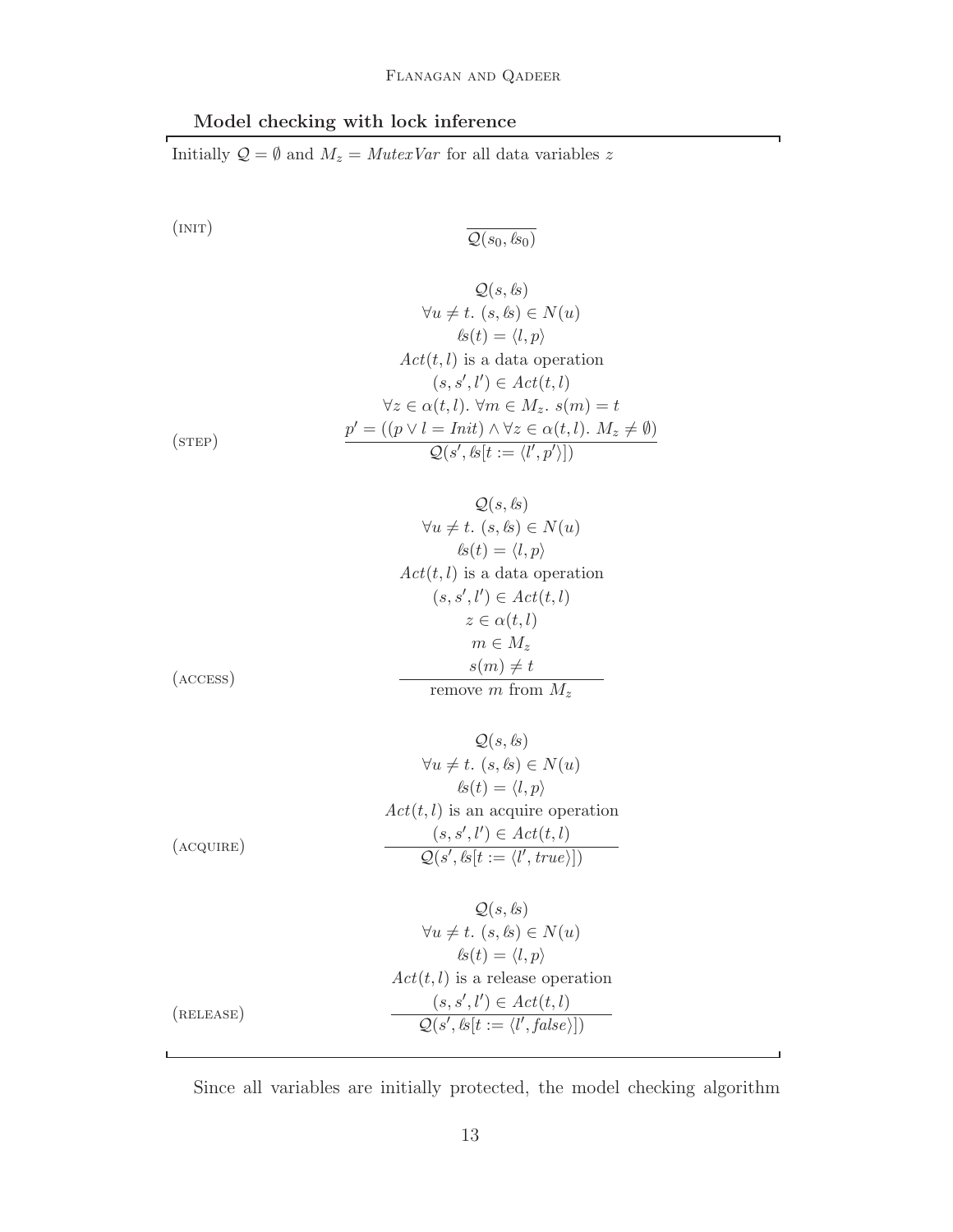**Model checking with lock inference**

Initially $\mathcal{Q} = \emptyset$ and $M_z = \mathit{MutexVar}$ for all data variables $z$

(INIT)

$$\frac{}{\mathcal{Q}(s_0, \mathit{ls}_0)}$$

(STEP)

$$\frac{\begin{array}{c} \mathcal{Q}(s, \mathit{ls}) \\ \forall u \neq t.\ (s, \mathit{ls}) \in N(u) \\ \mathit{ls}(t) = \langle l, p \rangle \\ \mathit{Act}(t, l) \text{ is a data operation} \\ (s, s', l') \in \mathit{Act}(t, l) \\ \forall z \in \alpha(t, l).\ \forall m \in M_z.\ s(m) = t \\ p' = ((p \vee l = \mathit{Init}) \wedge \forall z \in \alpha(t, l).\ M_z \neq \emptyset) \end{array}}{\mathcal{Q}(s', \mathit{ls}[t := \langle l', p' \rangle])}$$

(ACCESS)

$$\frac{\begin{array}{c} \mathcal{Q}(s, \mathit{ls}) \\ \forall u \neq t.\ (s, \mathit{ls}) \in N(u) \\ \mathit{ls}(t) = \langle l, p \rangle \\ \mathit{Act}(t, l) \text{ is a data operation} \\ (s, s', l') \in \mathit{Act}(t, l) \\ z \in \alpha(t, l) \\ m \in M_z \\ s(m) \neq t \end{array}}{\text{remove } m \text{ from } M_z}$$

(ACQUIRE)

$$\frac{\begin{array}{c} \mathcal{Q}(s, \mathit{ls}) \\ \forall u \neq t.\ (s, \mathit{ls}) \in N(u) \\ \mathit{ls}(t) = \langle l, p \rangle \\ \mathit{Act}(t, l) \text{ is an acquire operation} \\ (s, s', l') \in \mathit{Act}(t, l) \end{array}}{\mathcal{Q}(s', \mathit{ls}[t := \langle l', \mathit{true} \rangle])}$$

(RELEASE)

$$\frac{\begin{array}{c} \mathcal{Q}(s, \mathit{ls}) \\ \forall u \neq t.\ (s, \mathit{ls}) \in N(u) \\ \mathit{ls}(t) = \langle l, p \rangle \\ \mathit{Act}(t, l) \text{ is a release operation} \\ (s, s', l') \in \mathit{Act}(t, l) \end{array}}{\mathcal{Q}(s', \mathit{ls}[t := \langle l', \mathit{false} \rangle])}$$

Since all variables are initially protected, the model checking algorithm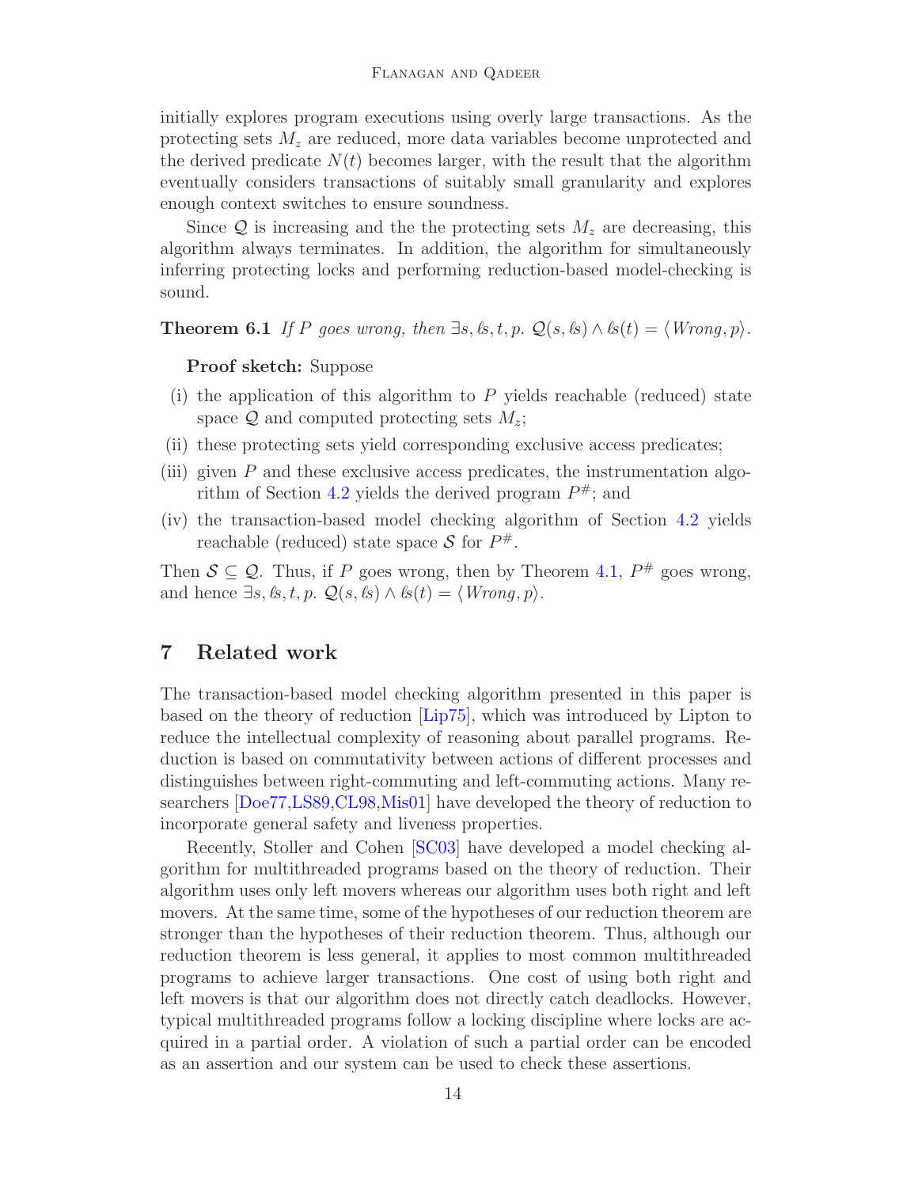initially explores program executions using overly large transactions. As the protecting sets $M_z$ are reduced, more data variables become unprotected and the derived predicate $N(t)$ becomes larger, with the result that the algorithm eventually considers transactions of suitably small granularity and explores enough context switches to ensure soundness.

Since $\mathcal{Q}$ is increasing and the the protecting sets $M_z$ are decreasing, this algorithm always terminates. In addition, the algorithm for simultaneously inferring protecting locks and performing reduction-based model-checking is sound.

**Theorem 6.1** *If $P$ goes wrong, then $\exists s, \mathit{ls}, t, p.\ \mathcal{Q}(s, \mathit{ls}) \wedge \mathit{ls}(t) = \langle \mathit{Wrong}, p \rangle$.*

**Proof sketch:** Suppose

(i) the application of this algorithm to $P$ yields reachable (reduced) state space $\mathcal{Q}$ and computed protecting sets $M_z$;

(ii) these protecting sets yield corresponding exclusive access predicates;

(iii) given $P$ and these exclusive access predicates, the instrumentation algorithm of Section 4.2 yields the derived program $P^{\#}$; and

(iv) the transaction-based model checking algorithm of Section 4.2 yields reachable (reduced) state space $\mathcal{S}$ for $P^{\#}$.

Then $\mathcal{S} \subseteq \mathcal{Q}$. Thus, if $P$ goes wrong, then by Theorem 4.1, $P^{\#}$ goes wrong, and hence $\exists s, \mathit{ls}, t, p.\ \mathcal{Q}(s, \mathit{ls}) \wedge \mathit{ls}(t) = \langle \mathit{Wrong}, p \rangle$.

## 7 Related work

The transaction-based model checking algorithm presented in this paper is based on the theory of reduction [Lip75], which was introduced by Lipton to reduce the intellectual complexity of reasoning about parallel programs. Reduction is based on commutativity between actions of different processes and distinguishes between right-commuting and left-commuting actions. Many researchers [Doe77,LS89,CL98,Mis01] have developed the theory of reduction to incorporate general safety and liveness properties.

Recently, Stoller and Cohen [SC03] have developed a model checking algorithm for multithreaded programs based on the theory of reduction. Their algorithm uses only left movers whereas our algorithm uses both right and left movers. At the same time, some of the hypotheses of our reduction theorem are stronger than the hypotheses of their reduction theorem. Thus, although our reduction theorem is less general, it applies to most common multithreaded programs to achieve larger transactions. One cost of using both right and left movers is that our algorithm does not directly catch deadlocks. However, typical multithreaded programs follow a locking discipline where locks are acquired in a partial order. A violation of such a partial order can be encoded as an assertion and our system can be used to check these assertions.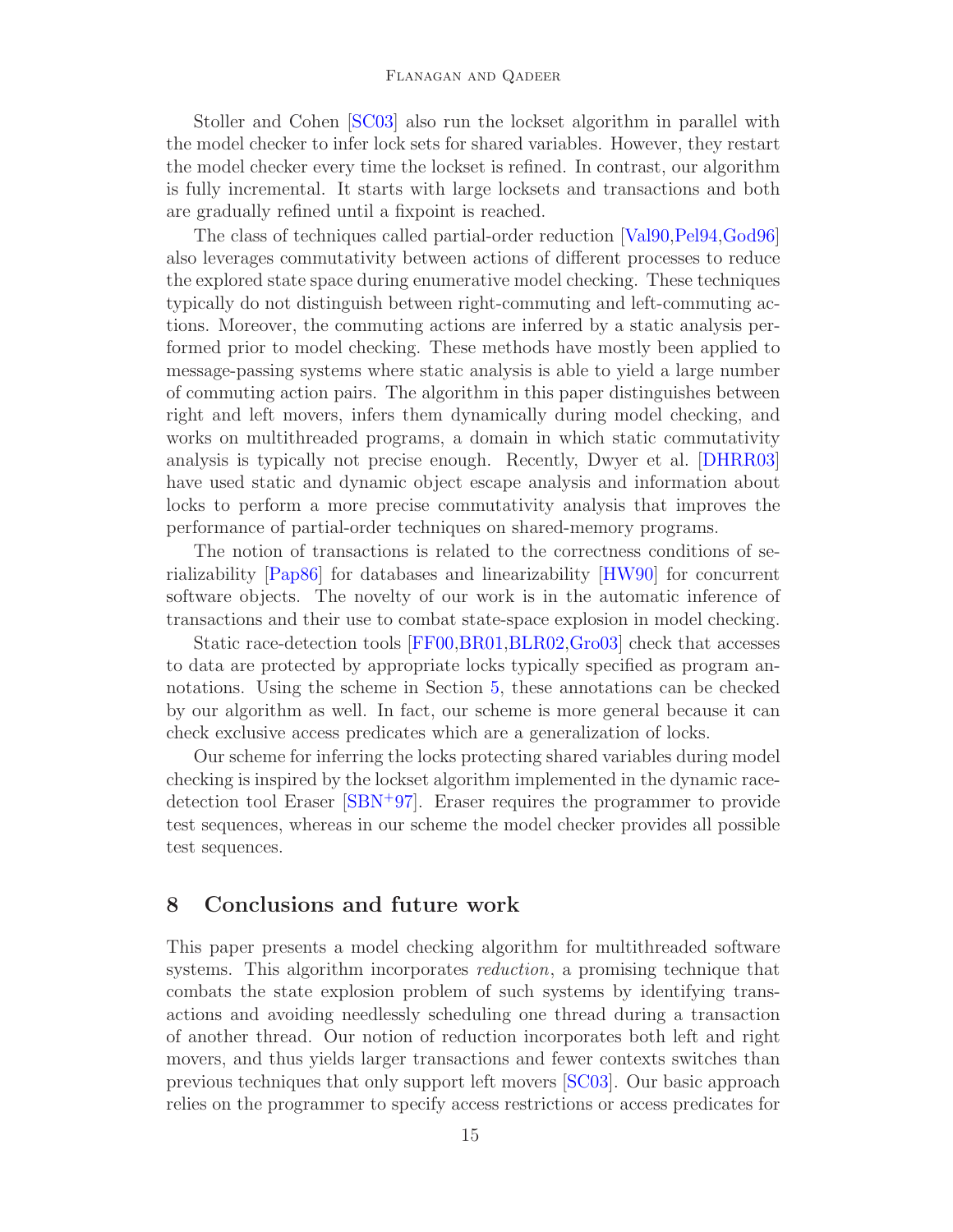Stoller and Cohen [SC03] also run the lockset algorithm in parallel with the model checker to infer lock sets for shared variables. However, they restart the model checker every time the lockset is refined. In contrast, our algorithm is fully incremental. It starts with large locksets and transactions and both are gradually refined until a fixpoint is reached.

The class of techniques called partial-order reduction [Val90,Pel94,God96] also leverages commutativity between actions of different processes to reduce the explored state space during enumerative model checking. These techniques typically do not distinguish between right-commuting and left-commuting actions. Moreover, the commuting actions are inferred by a static analysis performed prior to model checking. These methods have mostly been applied to message-passing systems where static analysis is able to yield a large number of commuting action pairs. The algorithm in this paper distinguishes between right and left movers, infers them dynamically during model checking, and works on multithreaded programs, a domain in which static commutativity analysis is typically not precise enough. Recently, Dwyer et al. [DHRR03] have used static and dynamic object escape analysis and information about locks to perform a more precise commutativity analysis that improves the performance of partial-order techniques on shared-memory programs.

The notion of transactions is related to the correctness conditions of serializability [Pap86] for databases and linearizability [HW90] for concurrent software objects. The novelty of our work is in the automatic inference of transactions and their use to combat state-space explosion in model checking.

Static race-detection tools [FF00,BR01,BLR02,Gro03] check that accesses to data are protected by appropriate locks typically specified as program annotations. Using the scheme in Section 5, these annotations can be checked by our algorithm as well. In fact, our scheme is more general because it can check exclusive access predicates which are a generalization of locks.

Our scheme for inferring the locks protecting shared variables during model checking is inspired by the lockset algorithm implemented in the dynamic race-detection tool Eraser [SBN+97]. Eraser requires the programmer to provide test sequences, whereas in our scheme the model checker provides all possible test sequences.

## 8 Conclusions and future work

This paper presents a model checking algorithm for multithreaded software systems. This algorithm incorporates *reduction*, a promising technique that combats the state explosion problem of such systems by identifying transactions and avoiding needlessly scheduling one thread during a transaction of another thread. Our notion of reduction incorporates both left and right movers, and thus yields larger transactions and fewer contexts switches than previous techniques that only support left movers [SC03]. Our basic approach relies on the programmer to specify access restrictions or access predicates for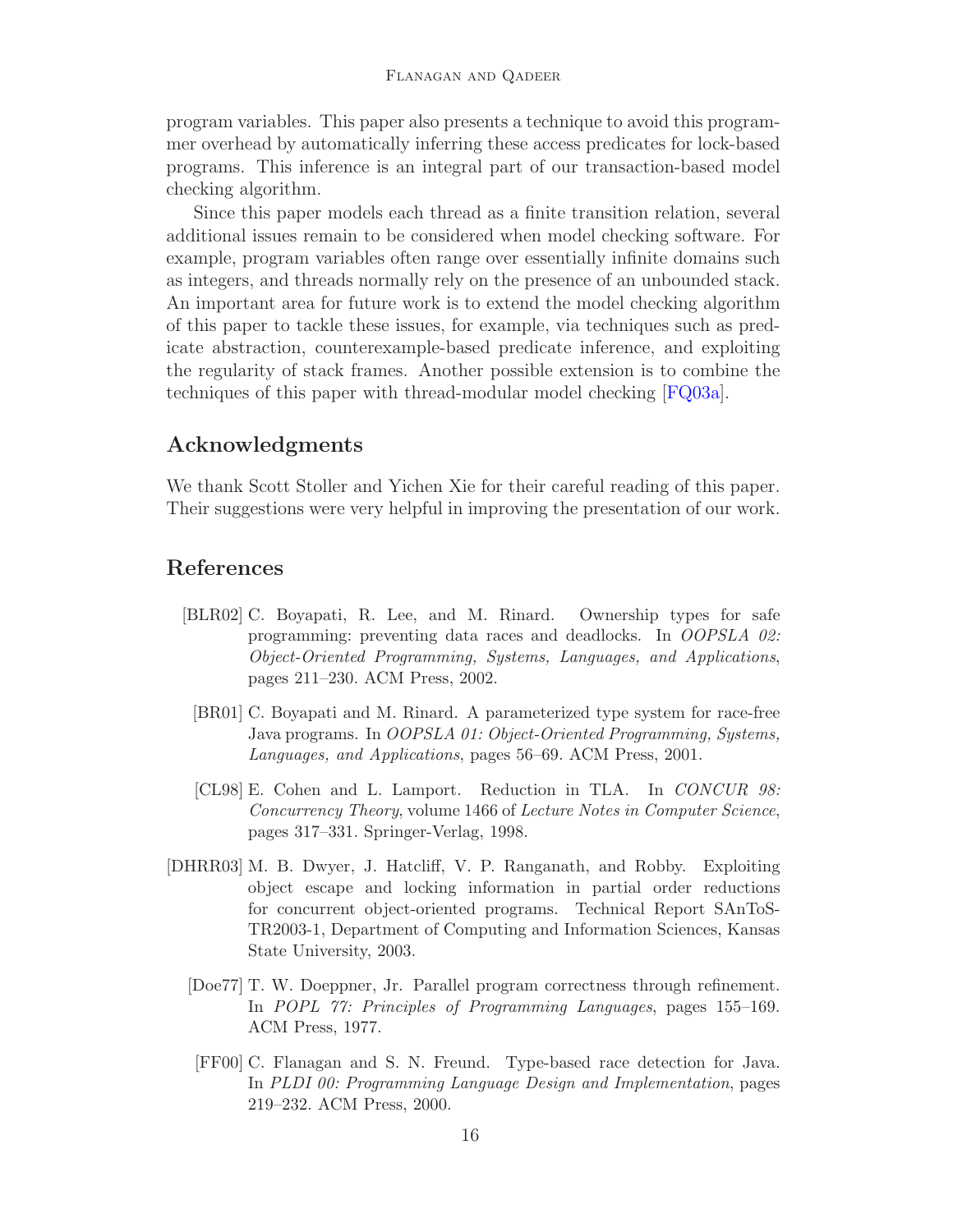program variables. This paper also presents a technique to avoid this programmer overhead by automatically inferring these access predicates for lock-based programs. This inference is an integral part of our transaction-based model checking algorithm.

Since this paper models each thread as a finite transition relation, several additional issues remain to be considered when model checking software. For example, program variables often range over essentially infinite domains such as integers, and threads normally rely on the presence of an unbounded stack. An important area for future work is to extend the model checking algorithm of this paper to tackle these issues, for example, via techniques such as predicate abstraction, counterexample-based predicate inference, and exploiting the regularity of stack frames. Another possible extension is to combine the techniques of this paper with thread-modular model checking [FQ03a].

## Acknowledgments

We thank Scott Stoller and Yichen Xie for their careful reading of this paper. Their suggestions were very helpful in improving the presentation of our work.

## References

[BLR02] C. Boyapati, R. Lee, and M. Rinard. Ownership types for safe programming: preventing data races and deadlocks. In *OOPSLA 02: Object-Oriented Programming, Systems, Languages, and Applications*, pages 211–230. ACM Press, 2002.

[BR01] C. Boyapati and M. Rinard. A parameterized type system for race-free Java programs. In *OOPSLA 01: Object-Oriented Programming, Systems, Languages, and Applications*, pages 56–69. ACM Press, 2001.

[CL98] E. Cohen and L. Lamport. Reduction in TLA. In *CONCUR 98: Concurrency Theory*, volume 1466 of *Lecture Notes in Computer Science*, pages 317–331. Springer-Verlag, 1998.

[DHRR03] M. B. Dwyer, J. Hatcliff, V. P. Ranganath, and Robby. Exploiting object escape and locking information in partial order reductions for concurrent object-oriented programs. Technical Report SAnToS-TR2003-1, Department of Computing and Information Sciences, Kansas State University, 2003.

[Doe77] T. W. Doeppner, Jr. Parallel program correctness through refinement. In *POPL 77: Principles of Programming Languages*, pages 155–169. ACM Press, 1977.

[FF00] C. Flanagan and S. N. Freund. Type-based race detection for Java. In *PLDI 00: Programming Language Design and Implementation*, pages 219–232. ACM Press, 2000.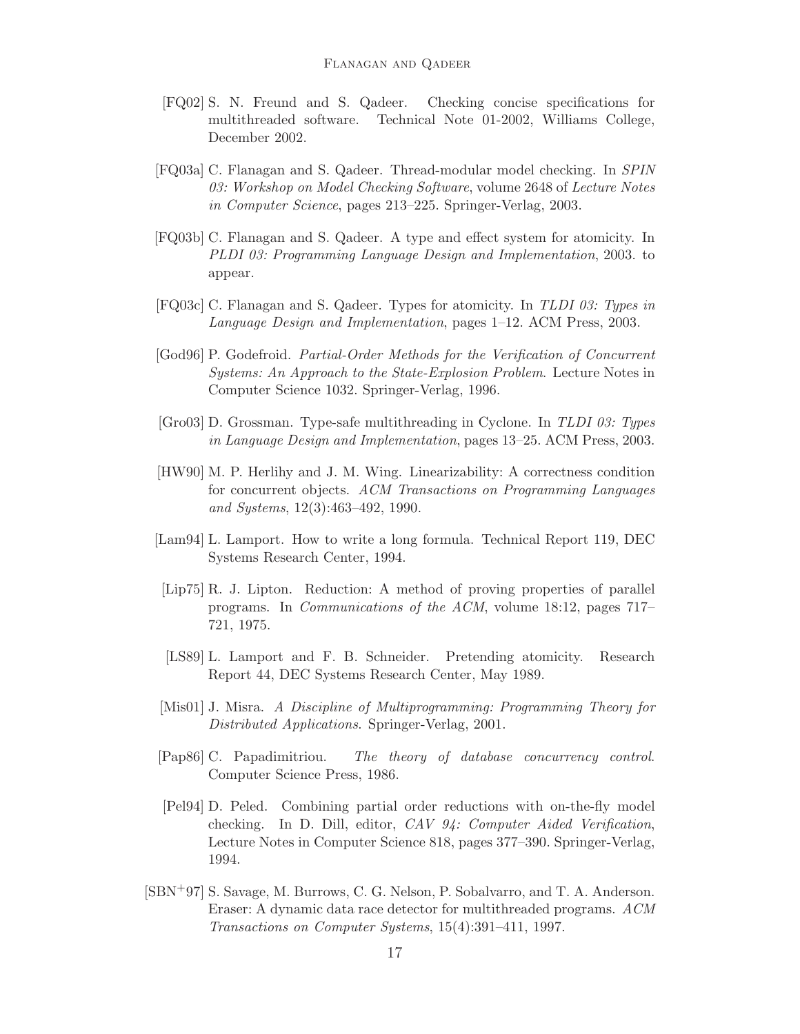[FQ02] S. N. Freund and S. Qadeer. Checking concise specifications for multithreaded software. Technical Note 01-2002, Williams College, December 2002.

[FQ03a] C. Flanagan and S. Qadeer. Thread-modular model checking. In *SPIN 03: Workshop on Model Checking Software*, volume 2648 of *Lecture Notes in Computer Science*, pages 213–225. Springer-Verlag, 2003.

[FQ03b] C. Flanagan and S. Qadeer. A type and effect system for atomicity. In *PLDI 03: Programming Language Design and Implementation*, 2003. to appear.

[FQ03c] C. Flanagan and S. Qadeer. Types for atomicity. In *TLDI 03: Types in Language Design and Implementation*, pages 1–12. ACM Press, 2003.

[God96] P. Godefroid. *Partial-Order Methods for the Verification of Concurrent Systems: An Approach to the State-Explosion Problem*. Lecture Notes in Computer Science 1032. Springer-Verlag, 1996.

[Gro03] D. Grossman. Type-safe multithreading in Cyclone. In *TLDI 03: Types in Language Design and Implementation*, pages 13–25. ACM Press, 2003.

[HW90] M. P. Herlihy and J. M. Wing. Linearizability: A correctness condition for concurrent objects. *ACM Transactions on Programming Languages and Systems*, 12(3):463–492, 1990.

[Lam94] L. Lamport. How to write a long formula. Technical Report 119, DEC Systems Research Center, 1994.

[Lip75] R. J. Lipton. Reduction: A method of proving properties of parallel programs. In *Communications of the ACM*, volume 18:12, pages 717–721, 1975.

[LS89] L. Lamport and F. B. Schneider. Pretending atomicity. Research Report 44, DEC Systems Research Center, May 1989.

[Mis01] J. Misra. *A Discipline of Multiprogramming: Programming Theory for Distributed Applications*. Springer-Verlag, 2001.

[Pap86] C. Papadimitriou. *The theory of database concurrency control*. Computer Science Press, 1986.

[Pel94] D. Peled. Combining partial order reductions with on-the-fly model checking. In D. Dill, editor, *CAV 94: Computer Aided Verification*, Lecture Notes in Computer Science 818, pages 377–390. Springer-Verlag, 1994.

[SBN+97] S. Savage, M. Burrows, C. G. Nelson, P. Sobalvarro, and T. A. Anderson. Eraser: A dynamic data race detector for multithreaded programs. *ACM Transactions on Computer Systems*, 15(4):391–411, 1997.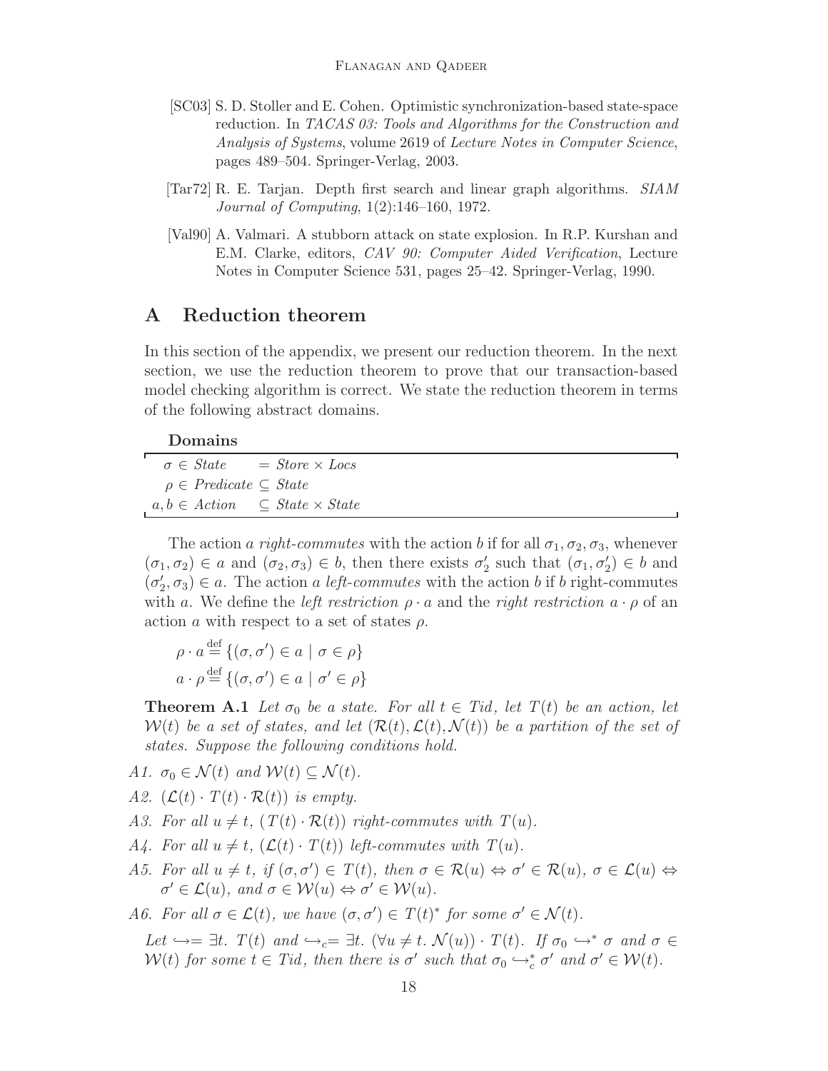[SC03] S. D. Stoller and E. Cohen. Optimistic synchronization-based state-space reduction. In *TACAS 03: Tools and Algorithms for the Construction and Analysis of Systems*, volume 2619 of *Lecture Notes in Computer Science*, pages 489–504. Springer-Verlag, 2003.

[Tar72] R. E. Tarjan. Depth first search and linear graph algorithms. *SIAM Journal of Computing*, 1(2):146–160, 1972.

[Val90] A. Valmari. A stubborn attack on state explosion. In R.P. Kurshan and E.M. Clarke, editors, *CAV 90: Computer Aided Verification*, Lecture Notes in Computer Science 531, pages 25–42. Springer-Verlag, 1990.

# A Reduction theorem

In this section of the appendix, we present our reduction theorem. In the next section, we use the reduction theorem to prove that our transaction-based model checking algorithm is correct. We state the reduction theorem in terms of the following abstract domains.

**Domains**

| | |
|---|---|
| $\sigma \in \mathit{State}$ | $= \mathit{Store} \times \mathit{Locs}$ |
| $\rho \in \mathit{Predicate}$ | $\subseteq \mathit{State}$ |
| $a, b \in \mathit{Action}$ | $\subseteq \mathit{State} \times \mathit{State}$ |

The action $a$ *right-commutes* with the action $b$ if for all $\sigma_1, \sigma_2, \sigma_3$, whenever $(\sigma_1, \sigma_2) \in a$ and $(\sigma_2, \sigma_3) \in b$, then there exists $\sigma_2'$ such that $(\sigma_1, \sigma_2') \in b$ and $(\sigma_2', \sigma_3) \in a$. The action $a$ *left-commutes* with the action $b$ if $b$ right-commutes with $a$. We define the *left restriction* $\rho \cdot a$ and the *right restriction* $a \cdot \rho$ of an action $a$ with respect to a set of states $\rho$.

$$\rho \cdot a \stackrel{\text{def}}{=} \{(\sigma, \sigma') \in a \mid \sigma \in \rho\}$$

$$a \cdot \rho \stackrel{\text{def}}{=} \{(\sigma, \sigma') \in a \mid \sigma' \in \rho\}$$

**Theorem A.1** *Let $\sigma_0$ be a state. For all $t \in Tid$, let $T(t)$ be an action, let $\mathcal{W}(t)$ be a set of states, and let $(\mathcal{R}(t), \mathcal{L}(t), \mathcal{N}(t))$ be a partition of the set of states. Suppose the following conditions hold.*

*A1.* $\sigma_0 \in \mathcal{N}(t)$ *and* $\mathcal{W}(t) \subseteq \mathcal{N}(t)$.

*A2.* $(\mathcal{L}(t) \cdot T(t) \cdot \mathcal{R}(t))$ *is empty.*

*A3.* *For all* $u \neq t$, $(T(t) \cdot \mathcal{R}(t))$ *right-commutes with* $T(u)$.

*A4.* *For all* $u \neq t$, $(\mathcal{L}(t) \cdot T(t))$ *left-commutes with* $T(u)$.

*A5.* *For all* $u \neq t$, *if* $(\sigma, \sigma') \in T(t)$, *then* $\sigma \in \mathcal{R}(u) \Leftrightarrow \sigma' \in \mathcal{R}(u)$, $\sigma \in \mathcal{L}(u) \Leftrightarrow \sigma' \in \mathcal{L}(u)$, *and* $\sigma \in \mathcal{W}(u) \Leftrightarrow \sigma' \in \mathcal{W}(u)$.

*A6.* *For all* $\sigma \in \mathcal{L}(t)$, *we have* $(\sigma, \sigma') \in T(t)^*$ *for some* $\sigma' \in \mathcal{N}(t)$.

*Let* $\hookrightarrow = \exists t.\ T(t)$ *and* $\hookrightarrow_c = \exists t.\ (\forall u \neq t.\ \mathcal{N}(u)) \cdot T(t)$. *If* $\sigma_0 \hookrightarrow^* \sigma$ *and* $\sigma \in \mathcal{W}(t)$ *for some* $t \in Tid$, *then there is* $\sigma'$ *such that* $\sigma_0 \hookrightarrow_c^* \sigma'$ *and* $\sigma' \in \mathcal{W}(t)$.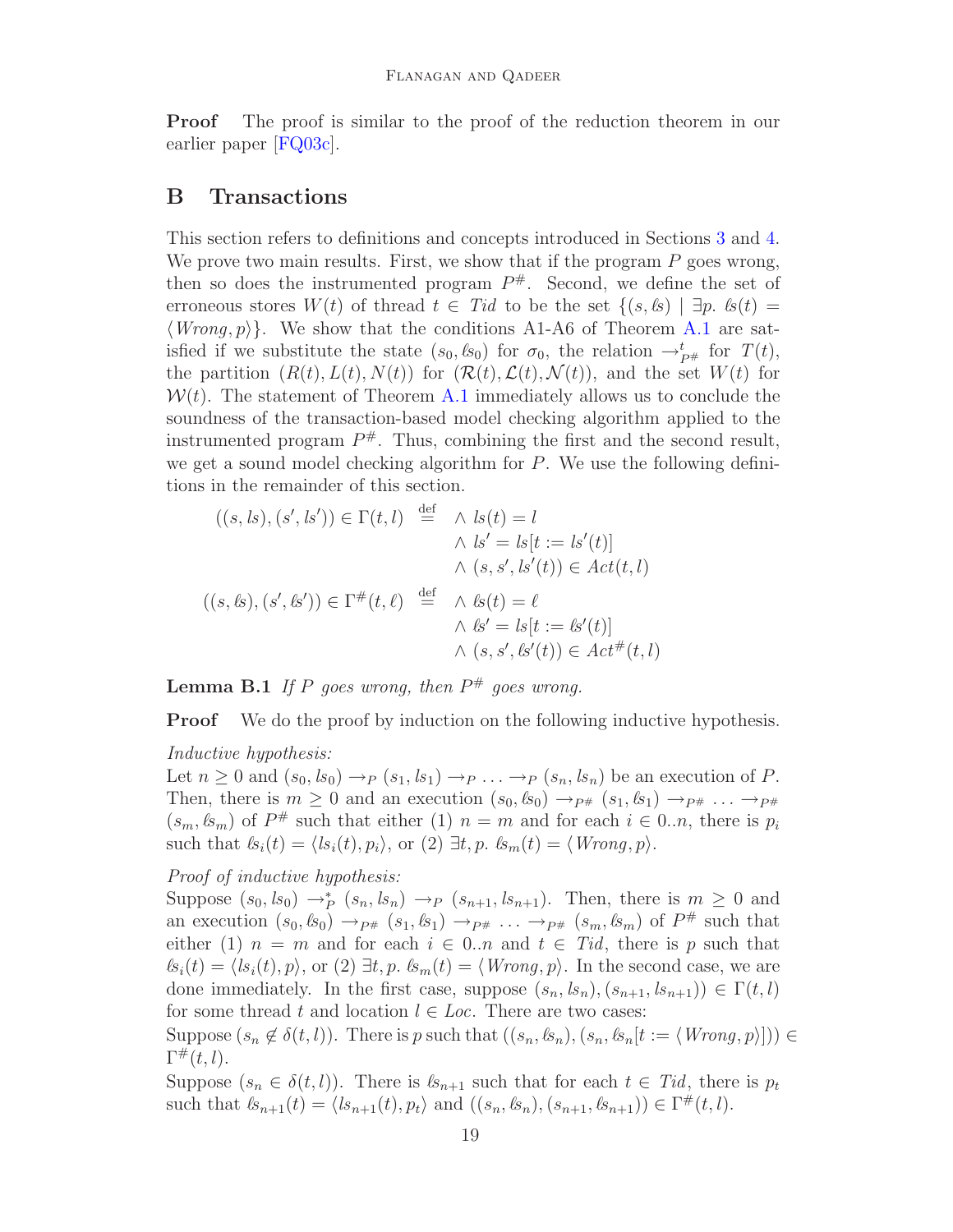**Proof** The proof is similar to the proof of the reduction theorem in our earlier paper [FQ03c].

## B Transactions

This section refers to definitions and concepts introduced in Sections 3 and 4. We prove two main results. First, we show that if the program $P$ goes wrong, then so does the instrumented program $P^\#$. Second, we define the set of erroneous stores $W(t)$ of thread $t \in \mathit{Tid}$ to be the set $\{(s, \mathit{ls}) \mid \exists p.\ \mathit{ls}(t) = \langle \mathit{Wrong}, p\rangle\}$. We show that the conditions A1-A6 of Theorem A.1 are satisfied if we substitute the state $(s_0, \mathit{ls}_0)$ for $\sigma_0$, the relation $\rightarrow^t_{P^\#}$ for $T(t)$, the partition $(R(t), L(t), N(t))$ for $(\mathcal{R}(t), \mathcal{L}(t), \mathcal{N}(t))$, and the set $W(t)$ for $\mathcal{W}(t)$. The statement of Theorem A.1 immediately allows us to conclude the soundness of the transaction-based model checking algorithm applied to the instrumented program $P^\#$. Thus, combining the first and the second result, we get a sound model checking algorithm for $P$. We use the following definitions in the remainder of this section.

$$
\begin{array}{rcl}
((s, ls), (s', ls')) \in \Gamma(t, l) & \stackrel{\text{def}}{=} & \wedge\ ls(t) = l \\
& & \wedge\ ls' = ls[t := ls'(t)] \\
& & \wedge\ (s, s', ls'(t)) \in \mathit{Act}(t, l) \\
((s, \mathit{ls}), (s', \mathit{ls}')) \in \Gamma^\#(t, \ell) & \stackrel{\text{def}}{=} & \wedge\ \mathit{ls}(t) = \ell \\
& & \wedge\ \mathit{ls}' = \mathit{ls}[t := \mathit{ls}'(t)] \\
& & \wedge\ (s, s', \mathit{ls}'(t)) \in \mathit{Act}^\#(t, l)
\end{array}
$$

**Lemma B.1** *If $P$ goes wrong, then $P^\#$ goes wrong.*

**Proof** We do the proof by induction on the following inductive hypothesis.

*Inductive hypothesis:*
Let $n \geq 0$ and $(s_0, ls_0) \rightarrow_P (s_1, ls_1) \rightarrow_P \ldots \rightarrow_P (s_n, ls_n)$ be an execution of $P$. Then, there is $m \geq 0$ and an execution $(s_0, \mathit{ls}_0) \rightarrow_{P^\#} (s_1, \mathit{ls}_1) \rightarrow_{P^\#} \ldots \rightarrow_{P^\#} (s_m, \mathit{ls}_m)$ of $P^\#$ such that either (1) $n = m$ and for each $i \in 0..n$, there is $p_i$ such that $\mathit{ls}_i(t) = \langle ls_i(t), p_i\rangle$, or (2) $\exists t, p.\ \mathit{ls}_m(t) = \langle \mathit{Wrong}, p\rangle$.

*Proof of inductive hypothesis:*
Suppose $(s_0, ls_0) \rightarrow^*_P (s_n, ls_n) \rightarrow_P (s_{n+1}, ls_{n+1})$. Then, there is $m \geq 0$ and an execution $(s_0, \mathit{ls}_0) \rightarrow_{P^\#} (s_1, \mathit{ls}_1) \rightarrow_{P^\#} \ldots \rightarrow_{P^\#} (s_m, \mathit{ls}_m)$ of $P^\#$ such that either (1) $n = m$ and for each $i \in 0..n$ and $t \in \mathit{Tid}$, there is $p$ such that $\mathit{ls}_i(t) = \langle ls_i(t), p\rangle$, or (2) $\exists t, p.\ \mathit{ls}_m(t) = \langle \mathit{Wrong}, p\rangle$. In the second case, we are done immediately. In the first case, suppose $(s_n, ls_n), (s_{n+1}, ls_{n+1})) \in \Gamma(t, l)$ for some thread $t$ and location $l \in \mathit{Loc}$. There are two cases:
Suppose $(s_n \notin \delta(t, l))$. There is $p$ such that $((s_n, \mathit{ls}_n), (s_n, \mathit{ls}_n[t := \langle \mathit{Wrong}, p\rangle])) \in \Gamma^\#(t, l)$.
Suppose $(s_n \in \delta(t, l))$. There is $\mathit{ls}_{n+1}$ such that for each $t \in \mathit{Tid}$, there is $p_t$ such that $\mathit{ls}_{n+1}(t) = \langle ls_{n+1}(t), p_t\rangle$ and $((s_n, \mathit{ls}_n), (s_{n+1}, \mathit{ls}_{n+1})) \in \Gamma^\#(t, l)$.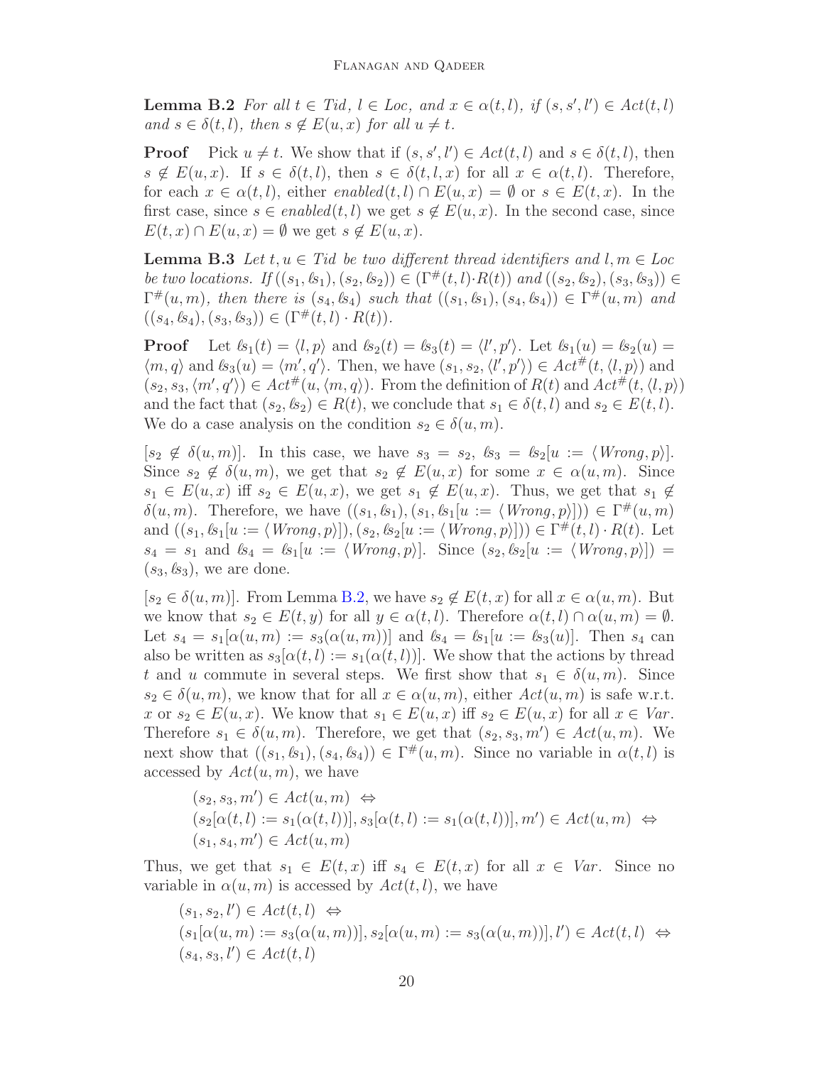**Lemma B.2** *For all $t \in Tid$, $l \in Loc$, and $x \in \alpha(t, l)$, if $(s, s', l') \in Act(t, l)$ and $s \in \delta(t, l)$, then $s \notin E(u, x)$ for all $u \neq t$.*

**Proof** Pick $u \neq t$. We show that if $(s, s', l') \in Act(t, l)$ and $s \in \delta(t, l)$, then $s \notin E(u, x)$. If $s \in \delta(t, l)$, then $s \in \delta(t, l, x)$ for all $x \in \alpha(t, l)$. Therefore, for each $x \in \alpha(t, l)$, either $enabled(t, l) \cap E(u, x) = \emptyset$ or $s \in E(t, x)$. In the first case, since $s \in enabled(t, l)$ we get $s \notin E(u, x)$. In the second case, since $E(t, x) \cap E(u, x) = \emptyset$ we get $s \notin E(u, x)$.

**Lemma B.3** *Let $t, u \in Tid$ be two different thread identifiers and $l, m \in Loc$ be two locations. If $((s_1, \ell s_1), (s_2, \ell s_2)) \in (\Gamma^\#(t, l) \cdot R(t))$ and $((s_2, \ell s_2), (s_3, \ell s_3)) \in \Gamma^\#(u, m)$, then there is $(s_4, \ell s_4)$ such that $((s_1, \ell s_1), (s_4, \ell s_4)) \in \Gamma^\#(u, m)$ and $((s_4, \ell s_4), (s_3, \ell s_3)) \in (\Gamma^\#(t, l) \cdot R(t))$.*

**Proof** Let $\ell s_1(t) = \langle l, p \rangle$ and $\ell s_2(t) = \ell s_3(t) = \langle l', p' \rangle$. Let $\ell s_1(u) = \ell s_2(u) = \langle m, q \rangle$ and $\ell s_3(u) = \langle m', q' \rangle$. Then, we have $(s_1, s_2, \langle l', p' \rangle) \in Act^\#(t, \langle l, p \rangle)$ and $(s_2, s_3, \langle m', q' \rangle) \in Act^\#(u, \langle m, q \rangle)$. From the definition of $R(t)$ and $Act^\#(t, \langle l, p \rangle)$ and the fact that $(s_2, \ell s_2) \in R(t)$, we conclude that $s_1 \in \delta(t, l)$ and $s_2 \in E(t, l)$. We do a case analysis on the condition $s_2 \in \delta(u, m)$.

$[s_2 \notin \delta(u, m)]$. In this case, we have $s_3 = s_2$, $\ell s_3 = \ell s_2[u := \langle Wrong, p \rangle]$. Since $s_2 \notin \delta(u, m)$, we get that $s_2 \notin E(u, x)$ for some $x \in \alpha(u, m)$. Since $s_1 \in E(u, x)$ iff $s_2 \in E(u, x)$, we get $s_1 \notin E(u, x)$. Thus, we get that $s_1 \notin \delta(u, m)$. Therefore, we have $((s_1, \ell s_1), (s_1, \ell s_1[u := \langle Wrong, p \rangle])) \in \Gamma^\#(u, m)$ and $((s_1, \ell s_1[u := \langle Wrong, p \rangle]), (s_2, \ell s_2[u := \langle Wrong, p \rangle])) \in \Gamma^\#(t, l) \cdot R(t)$. Let $s_4 = s_1$ and $\ell s_4 = \ell s_1[u := \langle Wrong, p \rangle]$. Since $(s_2, \ell s_2[u := \langle Wrong, p \rangle]) = (s_3, \ell s_3)$, we are done.

$[s_2 \in \delta(u, m)]$. From Lemma B.2, we have $s_2 \notin E(t, x)$ for all $x \in \alpha(u, m)$. But we know that $s_2 \in E(t, y)$ for all $y \in \alpha(t, l)$. Therefore $\alpha(t, l) \cap \alpha(u, m) = \emptyset$. Let $s_4 = s_1[\alpha(u, m) := s_3(\alpha(u, m))]$ and $\ell s_4 = \ell s_1[u := \ell s_3(u)]$. Then $s_4$ can also be written as $s_3[\alpha(t, l) := s_1(\alpha(t, l))]$. We show that the actions by thread $t$ and $u$ commute in several steps. We first show that $s_1 \in \delta(u, m)$. Since $s_2 \in \delta(u, m)$, we know that for all $x \in \alpha(u, m)$, either $Act(u, m)$ is safe w.r.t. $x$ or $s_2 \in E(u, x)$. We know that $s_1 \in E(u, x)$ iff $s_2 \in E(u, x)$ for all $x \in Var$. Therefore $s_1 \in \delta(u, m)$. Therefore, we get that $(s_2, s_3, m') \in Act(u, m)$. We next show that $((s_1, \ell s_1), (s_4, \ell s_4)) \in \Gamma^\#(u, m)$. Since no variable in $\alpha(t, l)$ is accessed by $Act(u, m)$, we have

$$
\begin{aligned}
&(s_2, s_3, m') \in Act(u, m) \;\Leftrightarrow \\
&(s_2[\alpha(t, l) := s_1(\alpha(t, l))], s_3[\alpha(t, l) := s_1(\alpha(t, l))], m') \in Act(u, m) \;\Leftrightarrow \\
&(s_1, s_4, m') \in Act(u, m)
\end{aligned}
$$

Thus, we get that $s_1 \in E(t, x)$ iff $s_4 \in E(t, x)$ for all $x \in Var$. Since no variable in $\alpha(u, m)$ is accessed by $Act(t, l)$, we have

$$
\begin{aligned}
&(s_1, s_2, l') \in Act(t, l) \;\Leftrightarrow \\
&(s_1[\alpha(u, m) := s_3(\alpha(u, m))], s_2[\alpha(u, m) := s_3(\alpha(u, m))], l') \in Act(t, l) \;\Leftrightarrow \\
&(s_4, s_3, l') \in Act(t, l)
\end{aligned}
$$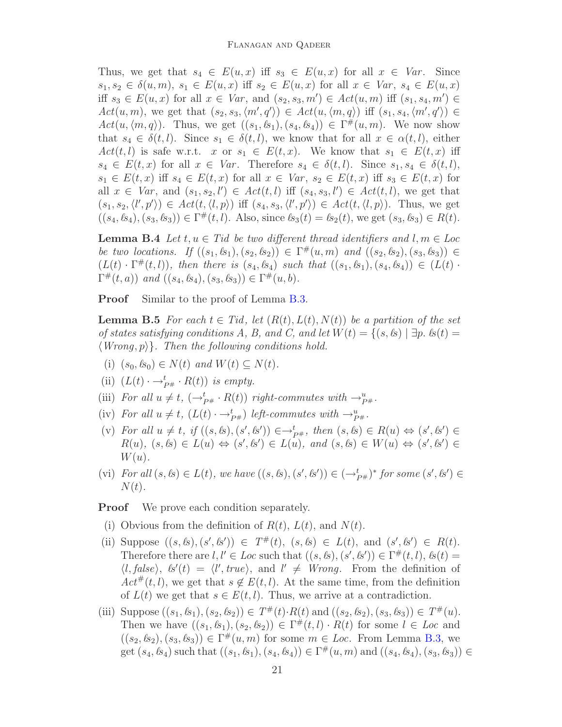Thus, we get that $s_4 \in E(u,x)$ iff $s_3 \in E(u,x)$ for all $x \in \mathit{Var}$. Since $s_1, s_2 \in \delta(u,m)$, $s_1 \in E(u,x)$ iff $s_2 \in E(u,x)$ for all $x \in \mathit{Var}$, $s_4 \in E(u,x)$ iff $s_3 \in E(u,x)$ for all $x \in \mathit{Var}$, and $(s_2, s_3, m') \in \mathit{Act}(u,m)$ iff $(s_1, s_4, m') \in \mathit{Act}(u,m)$, we get that $(s_2, s_3, \langle m', q' \rangle) \in \mathit{Act}(u, \langle m, q \rangle)$ iff $(s_1, s_4, \langle m', q' \rangle) \in \mathit{Act}(u, \langle m, q \rangle)$. Thus, we get $((s_1, \mathit{ls}_1), (s_4, \mathit{ls}_4)) \in \Gamma^{\#}(u,m)$. We now show that $s_4 \in \delta(t,l)$. Since $s_1 \in \delta(t,l)$, we know that for all $x \in \alpha(t,l)$, either $\mathit{Act}(t,l)$ is safe w.r.t. $x$ or $s_1 \in E(t,x)$. We know that $s_1 \in E(t,x)$ iff $s_4 \in E(t,x)$ for all $x \in \mathit{Var}$. Therefore $s_4 \in \delta(t,l)$. Since $s_1, s_4 \in \delta(t,l)$, $s_1 \in E(t,x)$ iff $s_4 \in E(t,x)$ for all $x \in \mathit{Var}$, $s_2 \in E(t,x)$ iff $s_3 \in E(t,x)$ for all $x \in \mathit{Var}$, and $(s_1, s_2, l') \in \mathit{Act}(t,l)$ iff $(s_4, s_3, l') \in \mathit{Act}(t,l)$, we get that $(s_1, s_2, \langle l', p' \rangle) \in \mathit{Act}(t, \langle l, p \rangle)$ iff $(s_4, s_3, \langle l', p' \rangle) \in \mathit{Act}(t, \langle l, p \rangle)$. Thus, we get $((s_4, \mathit{ls}_4), (s_3, \mathit{ls}_3)) \in \Gamma^{\#}(t,l)$. Also, since $\mathit{ls}_3(t) = \mathit{ls}_2(t)$, we get $(s_3, \mathit{ls}_3) \in R(t)$.

**Lemma B.4** *Let $t, u \in \mathit{Tid}$ be two different thread identifiers and $l, m \in \mathit{Loc}$ be two locations. If $((s_1, \mathit{ls}_1), (s_2, \mathit{ls}_2)) \in \Gamma^{\#}(u,m)$ and $((s_2, \mathit{ls}_2), (s_3, \mathit{ls}_3)) \in (L(t) \cdot \Gamma^{\#}(t,l))$, then there is $(s_4, \mathit{ls}_4)$ such that $((s_1, \mathit{ls}_1), (s_4, \mathit{ls}_4)) \in (L(t) \cdot \Gamma^{\#}(t,a))$ and $((s_4, \mathit{ls}_4), (s_3, \mathit{ls}_3)) \in \Gamma^{\#}(u,b)$.*

**Proof** Similar to the proof of Lemma B.3.

**Lemma B.5** *For each $t \in \mathit{Tid}$, let $(R(t), L(t), N(t))$ be a partition of the set of states satisfying conditions A, B, and C, and let $W(t) = \{(s, \mathit{ls}) \mid \exists p.\ \mathit{ls}(t) = \langle \mathit{Wrong}, p \rangle\}$. Then the following conditions hold.*

- (i) *$(s_0, \mathit{ls}_0) \in N(t)$ and $W(t) \subseteq N(t)$.*
- (ii) *$(L(t) \cdot \rightarrow^t_{P\#} \cdot R(t))$ is empty.*
- (iii) *For all $u \neq t$, $(\rightarrow^t_{P\#} \cdot R(t))$ right-commutes with $\rightarrow^u_{P\#}$.*
- (iv) *For all $u \neq t$, $(L(t) \cdot \rightarrow^t_{P\#})$ left-commutes with $\rightarrow^u_{P\#}$.*
- (v) *For all $u \neq t$, if $((s, \mathit{ls}), (s', \mathit{ls}')) \in \rightarrow^t_{P\#}$, then $(s, \mathit{ls}) \in R(u) \Leftrightarrow (s', \mathit{ls}') \in R(u)$, $(s, \mathit{ls}) \in L(u) \Leftrightarrow (s', \mathit{ls}') \in L(u)$, and $(s, \mathit{ls}) \in W(u) \Leftrightarrow (s', \mathit{ls}') \in W(u)$.*
- (vi) *For all $(s, \mathit{ls}) \in L(t)$, we have $((s, \mathit{ls}), (s', \mathit{ls}')) \in (\rightarrow^t_{P\#})^*$ for some $(s', \mathit{ls}') \in N(t)$.*

**Proof** We prove each condition separately.

- (i) Obvious from the definition of $R(t)$, $L(t)$, and $N(t)$.
- (ii) Suppose $((s, \mathit{ls}), (s', \mathit{ls}')) \in T^{\#}(t)$, $(s, \mathit{ls}) \in L(t)$, and $(s', \mathit{ls}') \in R(t)$. Therefore there are $l, l' \in \mathit{Loc}$ such that $((s, \mathit{ls}), (s', \mathit{ls}')) \in \Gamma^{\#}(t,l)$, $\mathit{ls}(t) = \langle l, \mathit{false} \rangle$, $\mathit{ls}'(t) = \langle l', \mathit{true} \rangle$, and $l' \neq \mathit{Wrong}$. From the definition of $\mathit{Act}^{\#}(t,l)$, we get that $s \notin E(t,l)$. At the same time, from the definition of $L(t)$ we get that $s \in E(t,l)$. Thus, we arrive at a contradiction.
- (iii) Suppose $((s_1, \mathit{ls}_1), (s_2, \mathit{ls}_2)) \in T^{\#}(t) \cdot R(t)$ and $((s_2, \mathit{ls}_2), (s_3, \mathit{ls}_3)) \in T^{\#}(u)$. Then we have $((s_1, \mathit{ls}_1), (s_2, \mathit{ls}_2)) \in \Gamma^{\#}(t,l) \cdot R(t)$ for some $l \in \mathit{Loc}$ and $((s_2, \mathit{ls}_2), (s_3, \mathit{ls}_3)) \in \Gamma^{\#}(u,m)$ for some $m \in \mathit{Loc}$. From Lemma B.3, we get $(s_4, \mathit{ls}_4)$ such that $((s_1, \mathit{ls}_1), (s_4, \mathit{ls}_4)) \in \Gamma^{\#}(u,m)$ and $((s_4, \mathit{ls}_4), (s_3, \mathit{ls}_3)) \in$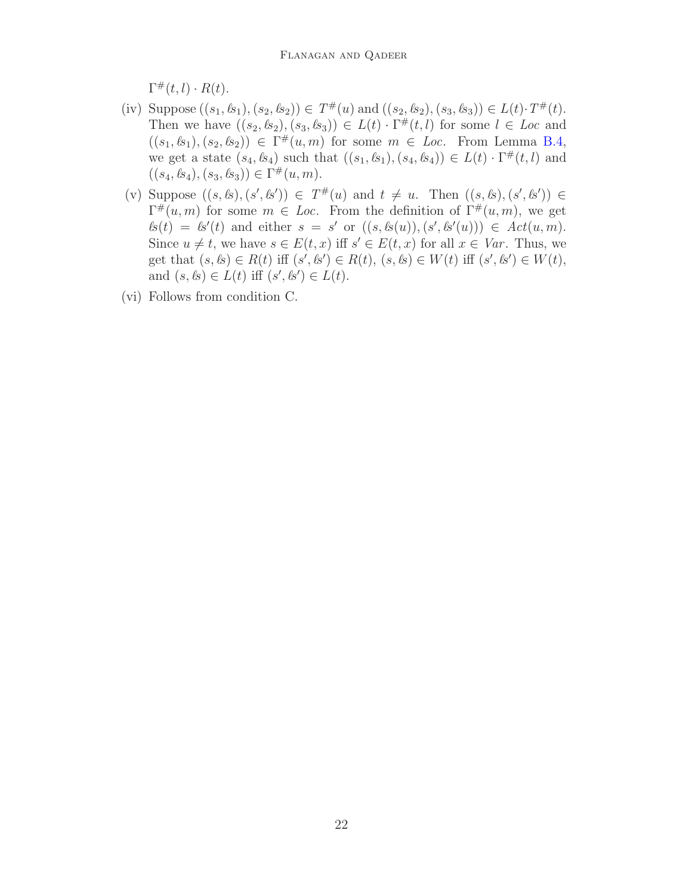$\Gamma^{\#}(t,l) \cdot R(t)$.

(iv) Suppose $((s_1, \mathit{ls}_1), (s_2, \mathit{ls}_2)) \in T^{\#}(u)$ and $((s_2, \mathit{ls}_2), (s_3, \mathit{ls}_3)) \in L(t) \cdot T^{\#}(t)$. Then we have $((s_2, \mathit{ls}_2), (s_3, \mathit{ls}_3)) \in L(t) \cdot \Gamma^{\#}(t,l)$ for some $l \in \mathit{Loc}$ and $((s_1, \mathit{ls}_1), (s_2, \mathit{ls}_2)) \in \Gamma^{\#}(u,m)$ for some $m \in \mathit{Loc}$. From Lemma B.4, we get a state $(s_4, \mathit{ls}_4)$ such that $((s_1, \mathit{ls}_1), (s_4, \mathit{ls}_4)) \in L(t) \cdot \Gamma^{\#}(t,l)$ and $((s_4, \mathit{ls}_4), (s_3, \mathit{ls}_3)) \in \Gamma^{\#}(u,m)$.

(v) Suppose $((s, \mathit{ls}), (s', \mathit{ls}')) \in T^{\#}(u)$ and $t \neq u$. Then $((s, \mathit{ls}), (s', \mathit{ls}')) \in \Gamma^{\#}(u,m)$ for some $m \in \mathit{Loc}$. From the definition of $\Gamma^{\#}(u,m)$, we get $\mathit{ls}(t) = \mathit{ls}'(t)$ and either $s = s'$ or $((s, \mathit{ls}(u)), (s', \mathit{ls}'(u))) \in \mathit{Act}(u,m)$. Since $u \neq t$, we have $s \in E(t,x)$ iff $s' \in E(t,x)$ for all $x \in \mathit{Var}$. Thus, we get that $(s, \mathit{ls}) \in R(t)$ iff $(s', \mathit{ls}') \in R(t)$, $(s, \mathit{ls}) \in W(t)$ iff $(s', \mathit{ls}') \in W(t)$, and $(s, \mathit{ls}) \in L(t)$ iff $(s', \mathit{ls}') \in L(t)$.

(vi) Follows from condition C.